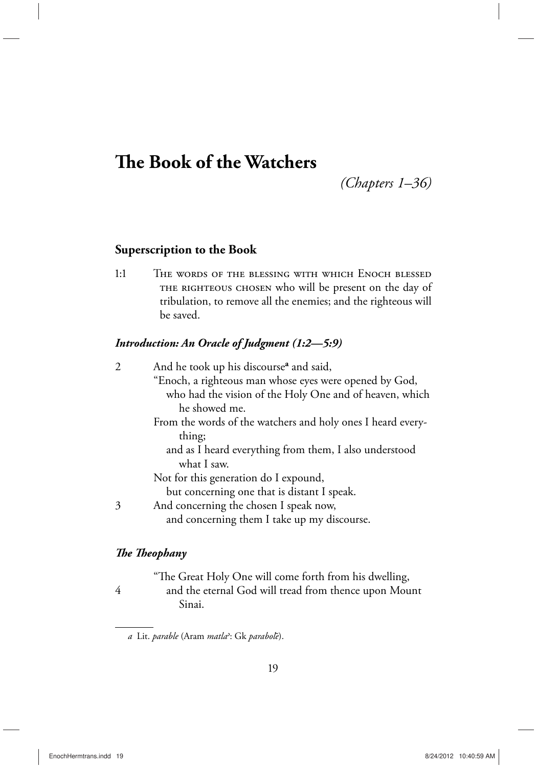# The Book of the Watchers

*(Chapters 1–36)*

## Superscription to the Book

1:1 THE WORDS OF THE BLESSING WITH WHICH ENOCH BLESSED THE RIGHTEOUS CHOSEN who will be present on the day of tribulation, to remove all the enemies; and the righteous will be saved.

### *Introduction: An Oracle of Judgment (1:2—5:9)*

2 And he took up his discourse[a] and said,
"Enoch, a righteous man whose eyes were opened by God,
who had the vision of the Holy One and of heaven, which he showed me.
From the words of the watchers and holy ones I heard everything;
and as I heard everything from them, I also understood what I saw.
Not for this generation do I expound,
but concerning one that is distant I speak.
3 And concerning the chosen I speak now,
and concerning them I take up my discourse.

### *The Theophany*

"The Great Holy One will come forth from his dwelling,
4 and the eternal God will tread from thence upon Mount Sinai.

---

*a* Lit. *parable* (Aram *matla*ʾ: Gk *parabolē*).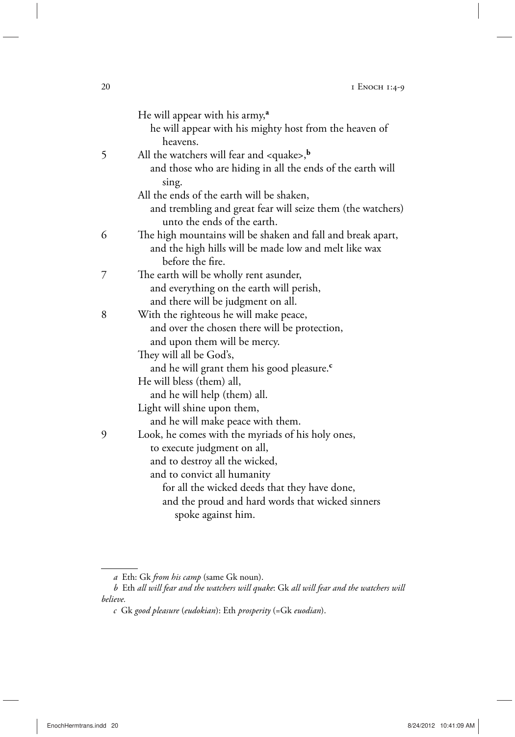He will appear with his army,[a]
  he will appear with his mighty host from the heaven of heavens.

5 All the watchers will fear and <quake>,[b]
  and those who are hiding in all the ends of the earth will sing.
All the ends of the earth will be shaken,
  and trembling and great fear will seize them (the watchers) unto the ends of the earth.

6 The high mountains will be shaken and fall and break apart,
  and the high hills will be made low and melt like wax before the fire.

7 The earth will be wholly rent asunder,
  and everything on the earth will perish,
  and there will be judgment on all.

8 With the righteous he will make peace,
  and over the chosen there will be protection,
  and upon them will be mercy.
They will all be God's,
  and he will grant them his good pleasure.[c]
He will bless (them) all,
  and he will help (them) all.
Light will shine upon them,
  and he will make peace with them.

9 Look, he comes with the myriads of his holy ones,
  to execute judgment on all,
  and to destroy all the wicked,
  and to convict all humanity
    for all the wicked deeds that they have done,
    and the proud and hard words that wicked sinners spoke against him.

---

*a* Eth: Gk *from his camp* (same Gk noun).

*b* Eth *all will fear and the watchers will quake*: Gk *all will fear and the watchers will believe.*

*c* Gk *good pleasure* (*eudokian*): Eth *prosperity* (=Gk *euodian*).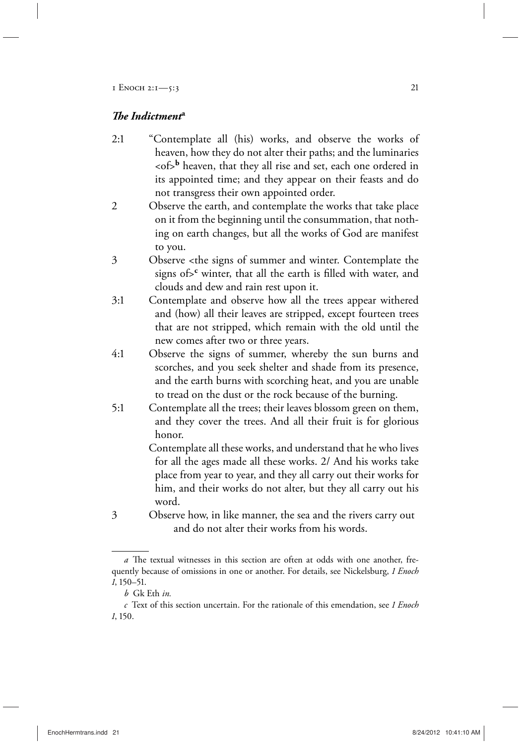### *The Indictment*[a]

2:1 "Contemplate all (his) works, and observe the works of heaven, how they do not alter their paths; and the luminaries <of>[b] heaven, that they all rise and set, each one ordered in its appointed time; and they appear on their feasts and do not transgress their own appointed order.

2 Observe the earth, and contemplate the works that take place on it from the beginning until the consummation, that nothing on earth changes, but all the works of God are manifest to you.

3 Observe <the signs of summer and winter. Contemplate the signs of>[c] winter, that all the earth is filled with water, and clouds and dew and rain rest upon it.

3:1 Contemplate and observe how all the trees appear withered and (how) all their leaves are stripped, except fourteen trees that are not stripped, which remain with the old until the new comes after two or three years.

4:1 Observe the signs of summer, whereby the sun burns and scorches, and you seek shelter and shade from its presence, and the earth burns with scorching heat, and you are unable to tread on the dust or the rock because of the burning.

5:1 Contemplate all the trees; their leaves blossom green on them, and they cover the trees. And all their fruit is for glorious honor.

Contemplate all these works, and understand that he who lives for all the ages made all these works. 2/ And his works take place from year to year, and they all carry out their works for him, and their works do not alter, but they all carry out his word.

3 Observe how, in like manner, the sea and the rivers carry out and do not alter their works from his words.

---

*a* The textual witnesses in this section are often at odds with one another, frequently because of omissions in one or another. For details, see Nickelsburg, *1 Enoch 1*, 150–51.

*b* Gk Eth *in.*

*c* Text of this section uncertain. For the rationale of this emendation, see *1 Enoch 1*, 150.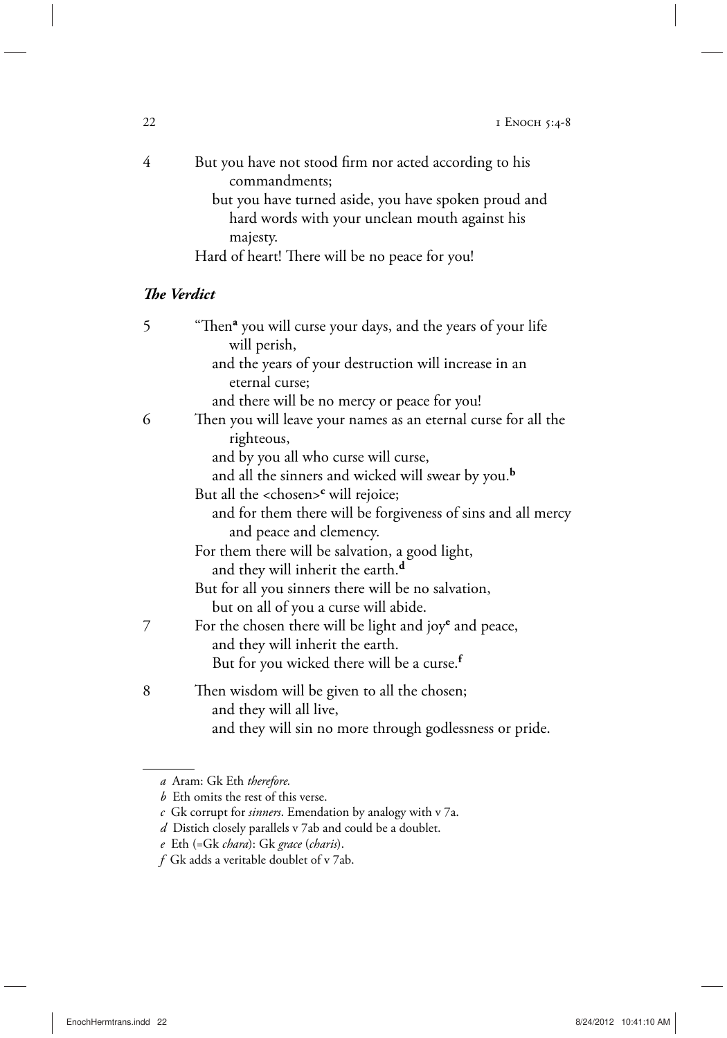4 But you have not stood firm nor acted according to his commandments;
but you have turned aside, you have spoken proud and hard words with your unclean mouth against his majesty.
Hard of heart! There will be no peace for you!

### *The Verdict*

5 "Then[a] you will curse your days, and the years of your life will perish,
and the years of your destruction will increase in an eternal curse;
and there will be no mercy or peace for you!

6 Then you will leave your names as an eternal curse for all the righteous,
and by you all who curse will curse,
and all the sinners and wicked will swear by you.[b]
But all the <chosen>[c] will rejoice;
and for them there will be forgiveness of sins and all mercy and peace and clemency.
For them there will be salvation, a good light,
and they will inherit the earth.[d]
But for all you sinners there will be no salvation,
but on all of you a curse will abide.

7 For the chosen there will be light and joy[e] and peace,
and they will inherit the earth.
But for you wicked there will be a curse.[f]

8 Then wisdom will be given to all the chosen;
and they will all live,
and they will sin no more through godlessness or pride.

---

*a* Aram: Gk Eth *therefore.*

*b* Eth omits the rest of this verse.

*c* Gk corrupt for *sinners*. Emendation by analogy with v 7a.

*d* Distich closely parallels v 7ab and could be a doublet.

*e* Eth (=Gk *chara*): Gk *grace* (*charis*).

*f* Gk adds a veritable doublet of v 7ab.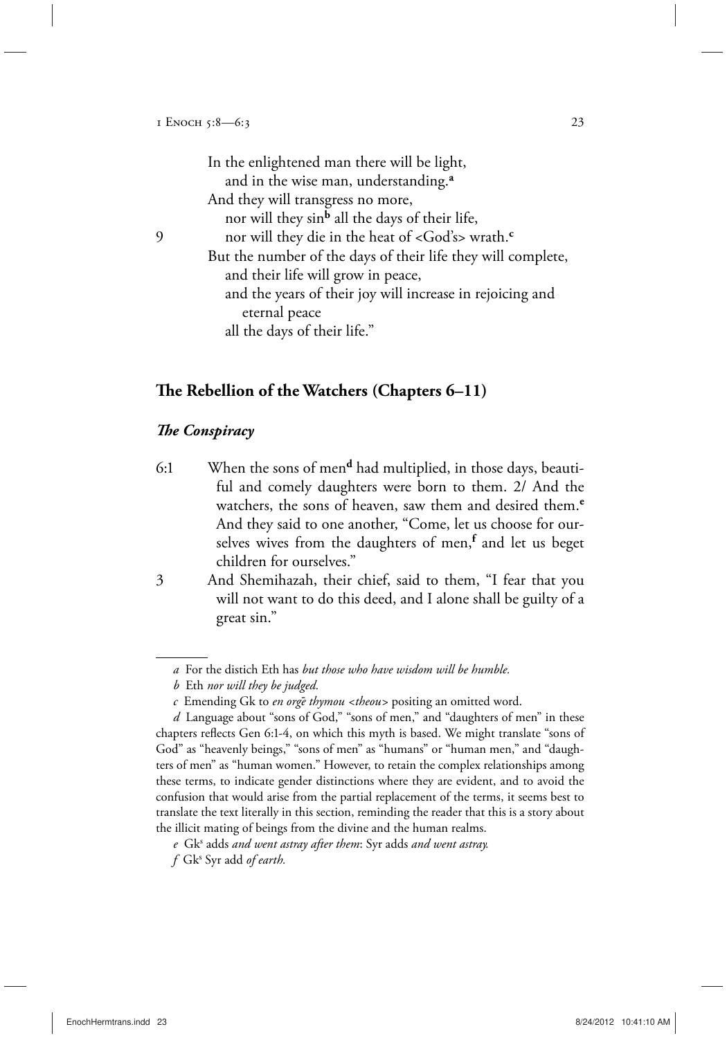In the enlightened man there will be light,
  and in the wise man, understanding.[a]
And they will transgress no more,
  nor will they sin[b] all the days of their life,
9  nor will they die in the heat of <God's> wrath.[c]
But the number of the days of their life they will complete,
  and their life will grow in peace,
  and the years of their joy will increase in rejoicing and
    eternal peace
  all the days of their life."

## The Rebellion of the Watchers (Chapters 6–11)

### *The Conspiracy*

6:1 When the sons of men[d] had multiplied, in those days, beautiful and comely daughters were born to them. 2/ And the watchers, the sons of heaven, saw them and desired them.[e] And they said to one another, "Come, let us choose for ourselves wives from the daughters of men,[f] and let us beget children for ourselves."

3 And Shemihazah, their chief, said to them, "I fear that you will not want to do this deed, and I alone shall be guilty of a great sin."

---

*a* For the distich Eth has *but those who have wisdom will be humble.*

*b* Eth *nor will they be judged.*

*c* Emending Gk to *en orgē thymou <theou>* positing an omitted word.

*d* Language about "sons of God," "sons of men," and "daughters of men" in these chapters reflects Gen 6:1-4, on which this myth is based. We might translate "sons of God" as "heavenly beings," "sons of men" as "humans" or "human men," and "daughters of men" as "human women." However, to retain the complex relationships among these terms, to indicate gender distinctions where they are evident, and to avoid the confusion that would arise from the partial replacement of the terms, it seems best to translate the text literally in this section, reminding the reader that this is a story about the illicit mating of beings from the divine and the human realms.

*e* $Gk^s$ adds *and went astray after them*: Syr adds *and went astray.*

*f* $Gk^s$ Syr add *of earth.*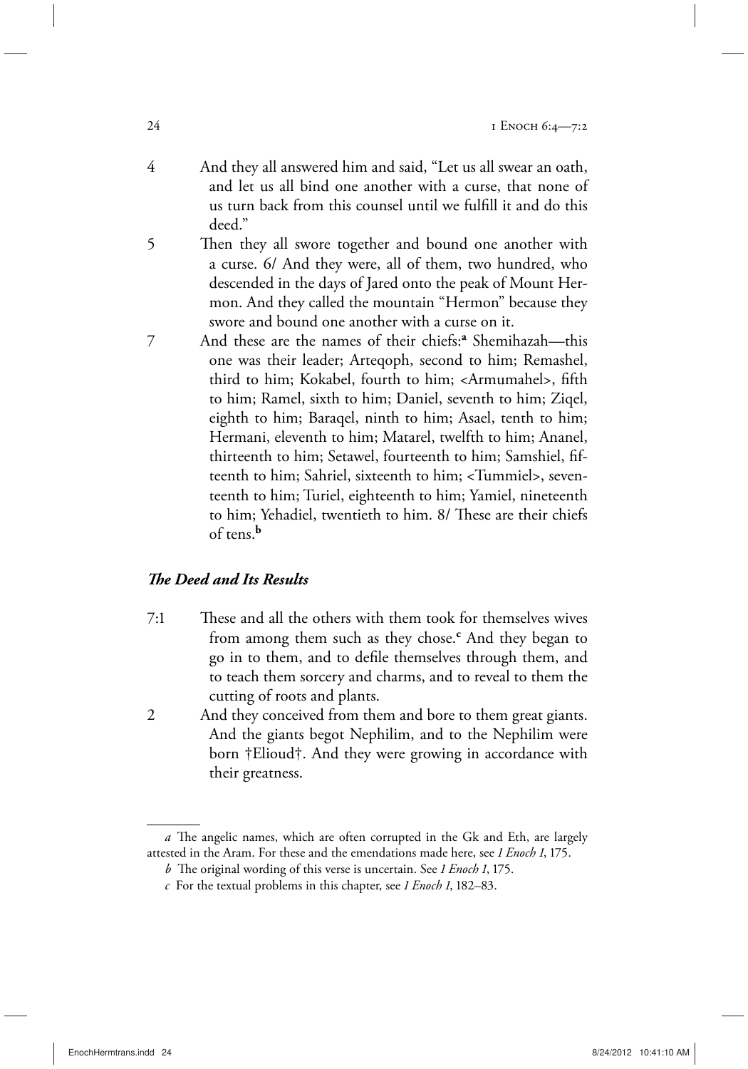4 And they all answered him and said, "Let us all swear an oath, and let us all bind one another with a curse, that none of us turn back from this counsel until we fulfill it and do this deed."

5 Then they all swore together and bound one another with a curse. 6/ And they were, all of them, two hundred, who descended in the days of Jared onto the peak of Mount Hermon. And they called the mountain "Hermon" because they swore and bound one another with a curse on it.

7 And these are the names of their chiefs:[a] Shemihazah—this one was their leader; Arteqoph, second to him; Remashel, third to him; Kokabel, fourth to him; <Armumahel>, fifth to him; Ramel, sixth to him; Daniel, seventh to him; Ziqel, eighth to him; Baraqel, ninth to him; Asael, tenth to him; Hermani, eleventh to him; Matarel, twelfth to him; Ananel, thirteenth to him; Setawel, fourteenth to him; Samshiel, fifteenth to him; Sahriel, sixteenth to him; <Tummiel>, seventeenth to him; Turiel, eighteenth to him; Yamiel, nineteenth to him; Yehadiel, twentieth to him. 8/ These are their chiefs of tens.[b]

### *The Deed and Its Results*

7:1 These and all the others with them took for themselves wives from among them such as they chose.[c] And they began to go in to them, and to defile themselves through them, and to teach them sorcery and charms, and to reveal to them the cutting of roots and plants.

2 And they conceived from them and bore to them great giants. And the giants begot Nephilim, and to the Nephilim were born †Elioud†. And they were growing in accordance with their greatness.

---

*a* The angelic names, which are often corrupted in the Gk and Eth, are largely attested in the Aram. For these and the emendations made here, see *1 Enoch 1*, 175.

*b* The original wording of this verse is uncertain. See *1 Enoch 1*, 175.

*c* For the textual problems in this chapter, see *1 Enoch 1*, 182–83.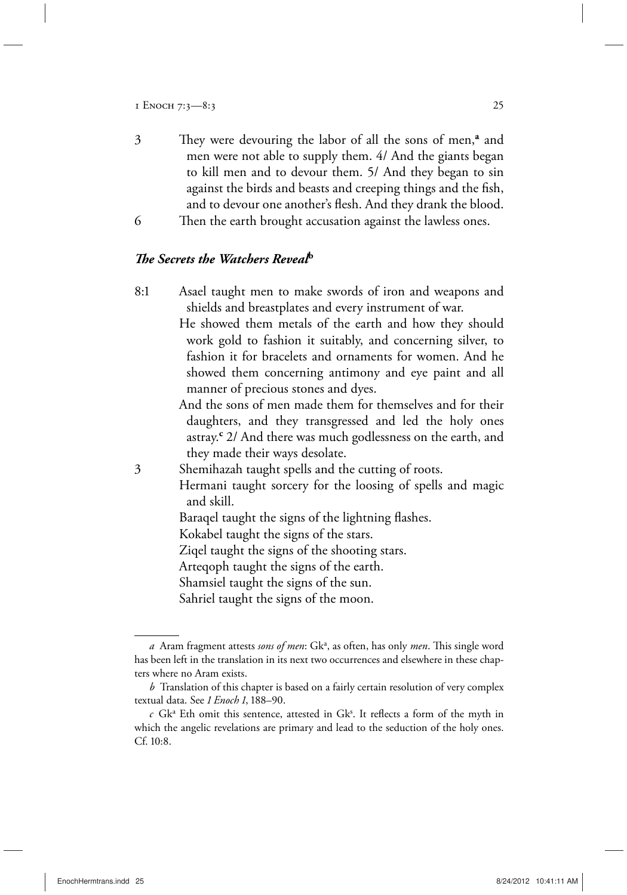3 They were devouring the labor of all the sons of men,[a] and men were not able to supply them. 4/ And the giants began to kill men and to devour them. 5/ And they began to sin against the birds and beasts and creeping things and the fish, and to devour one another's flesh. And they drank the blood.

6 Then the earth brought accusation against the lawless ones.

### *The Secrets the Watchers Reveal*[b]

8:1 Asael taught men to make swords of iron and weapons and shields and breastplates and every instrument of war.

He showed them metals of the earth and how they should work gold to fashion it suitably, and concerning silver, to fashion it for bracelets and ornaments for women. And he showed them concerning antimony and eye paint and all manner of precious stones and dyes.

And the sons of men made them for themselves and for their daughters, and they transgressed and led the holy ones astray.[c] 2/ And there was much godlessness on the earth, and they made their ways desolate.

3 Shemihazah taught spells and the cutting of roots.

Hermani taught sorcery for the loosing of spells and magic and skill.

Baraqel taught the signs of the lightning flashes.

Kokabel taught the signs of the stars.

Ziqel taught the signs of the shooting stars.

Arteqoph taught the signs of the earth.

Shamsiel taught the signs of the sun.

Sahriel taught the signs of the moon.

---

*a* Aram fragment attests *sons of men*: Gk[a], as often, has only *men*. This single word has been left in the translation in its next two occurrences and elsewhere in these chapters where no Aram exists.

*b* Translation of this chapter is based on a fairly certain resolution of very complex textual data. See *1 Enoch 1*, 188–90.

*c* Gk[a] Eth omit this sentence, attested in Gk[s]. It reflects a form of the myth in which the angelic revelations are primary and lead to the seduction of the holy ones. Cf. 10:8.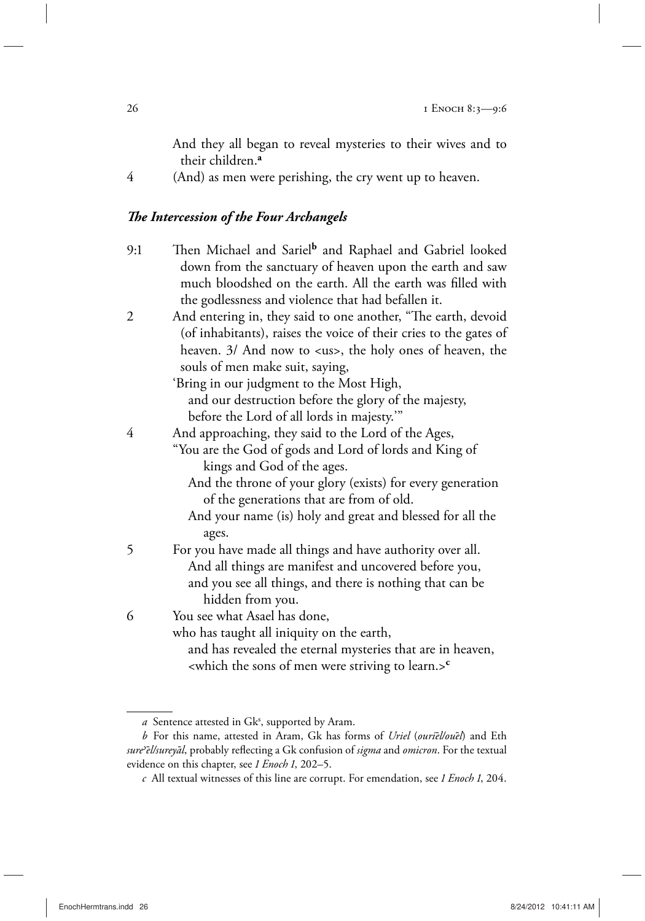And they all began to reveal mysteries to their wives and to their children.[a]

4 (And) as men were perishing, the cry went up to heaven.

### *The Intercession of the Four Archangels*

9:1 Then Michael and Sariel[b] and Raphael and Gabriel looked down from the sanctuary of heaven upon the earth and saw much bloodshed on the earth. All the earth was filled with the godlessness and violence that had befallen it.

2 And entering in, they said to one another, "The earth, devoid (of inhabitants), raises the voice of their cries to the gates of heaven. 3/ And now to <us>, the holy ones of heaven, the souls of men make suit, saying,

'Bring in our judgment to the Most High,
and our destruction before the glory of the majesty,
before the Lord of all lords in majesty.'"

4 And approaching, they said to the Lord of the Ages,

"You are the God of gods and Lord of lords and King of kings and God of the ages.
And the throne of your glory (exists) for every generation of the generations that are from of old.
And your name (is) holy and great and blessed for all the ages.

5 For you have made all things and have authority over all.
And all things are manifest and uncovered before you,
and you see all things, and there is nothing that can be hidden from you.

6 You see what Asael has done,
who has taught all iniquity on the earth,
and has revealed the eternal mysteries that are in heaven,
<which the sons of men were striving to learn.>[c]

---

*a* Sentence attested in Gk[s], supported by Aram.

*b* For this name, attested in Aram, Gk has forms of *Uriel* (*ouriēl/ouēl*) and Eth *sureʾēl/sureyāl*, probably reflecting a Gk confusion of *sigma* and *omicron*. For the textual evidence on this chapter, see *1 Enoch 1*, 202–5.

*c* All textual witnesses of this line are corrupt. For emendation, see *1 Enoch 1*, 204.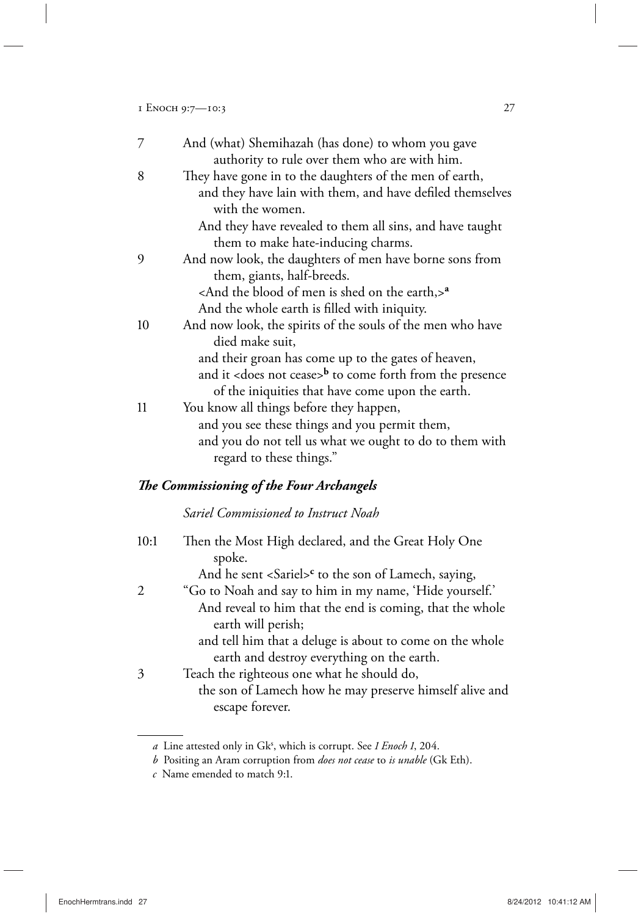7 And (what) Shemihazah (has done) to whom you gave authority to rule over them who are with him.

8 They have gone in to the daughters of the men of earth,
and they have lain with them, and have defiled themselves with the women.
And they have revealed to them all sins, and have taught them to make hate-inducing charms.

9 And now look, the daughters of men have borne sons from them, giants, half-breeds.
<And the blood of men is shed on the earth,>[a]
And the whole earth is filled with iniquity.

10 And now look, the spirits of the souls of the men who have died make suit,
and their groan has come up to the gates of heaven,
and it <does not cease>[b] to come forth from the presence of the iniquities that have come upon the earth.

11 You know all things before they happen,
and you see these things and you permit them,
and you do not tell us what we ought to do to them with regard to these things."

## *The Commissioning of the Four Archangels*

### *Sariel Commissioned to Instruct Noah*

10:1 Then the Most High declared, and the Great Holy One spoke.
And he sent <Sariel>[c] to the son of Lamech, saying,

2 "Go to Noah and say to him in my name, 'Hide yourself.'
And reveal to him that the end is coming, that the whole earth will perish;
and tell him that a deluge is about to come on the whole earth and destroy everything on the earth.

3 Teach the righteous one what he should do,
the son of Lamech how he may preserve himself alive and escape forever.

---

*a* Line attested only in Gk[s], which is corrupt. See *1 Enoch 1*, 204.

*b* Positing an Aram corruption from *does not cease* to *is unable* (Gk Eth).

*c* Name emended to match 9:1.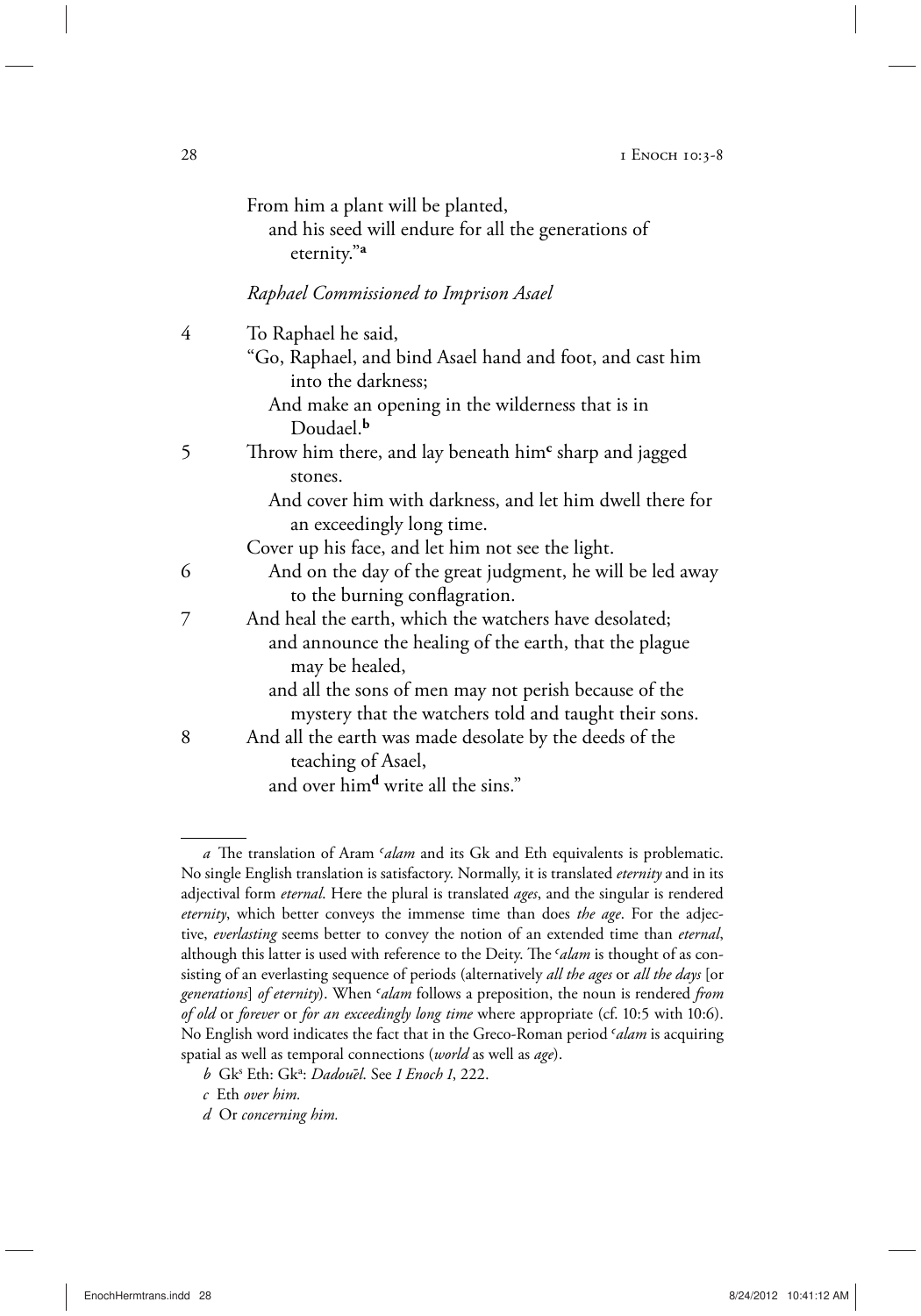From him a plant will be planted,
  and his seed will endure for all the generations of eternity."[a]

*Raphael Commissioned to Imprison Asael*

4 To Raphael he said,
"Go, Raphael, and bind Asael hand and foot, and cast him into the darkness;
  And make an opening in the wilderness that is in Doudael.[b]

5 Throw him there, and lay beneath him[c] sharp and jagged stones.
  And cover him with darkness, and let him dwell there for an exceedingly long time.
Cover up his face, and let him not see the light.

6  And on the day of the great judgment, he will be led away to the burning conflagration.

7 And heal the earth, which the watchers have desolated;
  and announce the healing of the earth, that the plague may be healed,
  and all the sons of men may not perish because of the mystery that the watchers told and taught their sons.

8 And all the earth was made desolate by the deeds of the teaching of Asael,
  and over him[d] write all the sins."

---

*a* The translation of Aram *ʿalam* and its Gk and Eth equivalents is problematic. No single English translation is satisfactory. Normally, it is translated *eternity* and in its adjectival form *eternal*. Here the plural is translated *ages*, and the singular is rendered *eternity*, which better conveys the immense time than does *the age*. For the adjective, *everlasting* seems better to convey the notion of an extended time than *eternal*, although this latter is used with reference to the Deity. The *ʿalam* is thought of as consisting of an everlasting sequence of periods (alternatively *all the ages* or *all the days* [or *generations*] *of eternity*). When *ʿalam* follows a preposition, the noun is rendered *from of old* or *forever* or *for an exceedingly long time* where appropriate (cf. 10:5 with 10:6). No English word indicates the fact that in the Greco-Roman period *ʿalam* is acquiring spatial as well as temporal connections (*world* as well as *age*).

*b* Gk[s] Eth: Gk[a]: *Dadouēl*. See *1 Enoch 1*, 222.

*c* Eth *over him.*

*d* Or *concerning him.*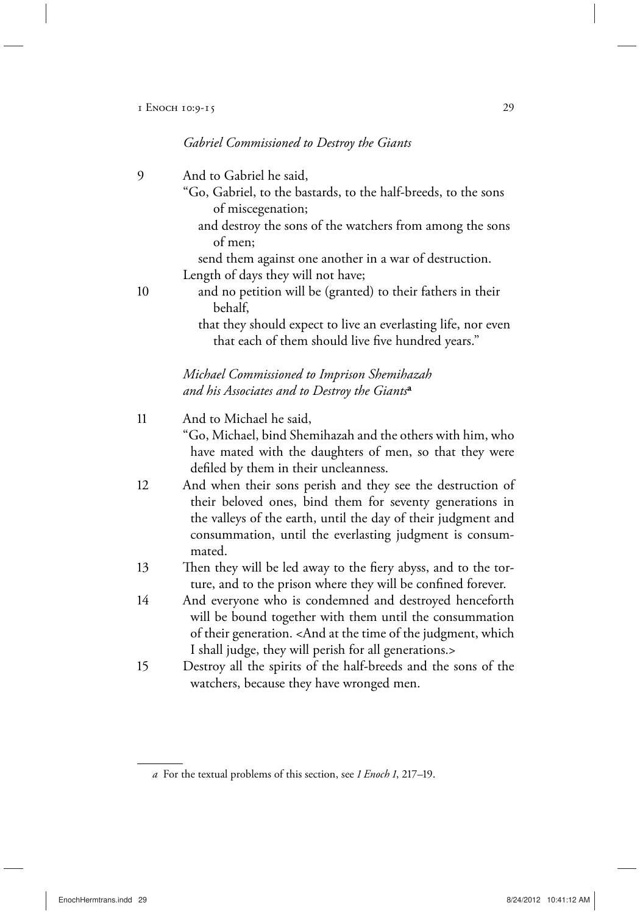*Gabriel Commissioned to Destroy the Giants*

9 And to Gabriel he said,
"Go, Gabriel, to the bastards, to the half-breeds, to the sons of miscegenation;
and destroy the sons of the watchers from among the sons of men;
send them against one another in a war of destruction.
Length of days they will not have;

10 and no petition will be (granted) to their fathers in their behalf,
that they should expect to live an everlasting life, nor even that each of them should live five hundred years."

*Michael Commissioned to Imprison Shemihazah and his Associates and to Destroy the Giants*[a]

11 And to Michael he said,
"Go, Michael, bind Shemihazah and the others with him, who have mated with the daughters of men, so that they were defiled by them in their uncleanness.

12 And when their sons perish and they see the destruction of their beloved ones, bind them for seventy generations in the valleys of the earth, until the day of their judgment and consummation, until the everlasting judgment is consummated.

13 Then they will be led away to the fiery abyss, and to the torture, and to the prison where they will be confined forever.

14 And everyone who is condemned and destroyed henceforth will be bound together with them until the consummation of their generation. <And at the time of the judgment, which I shall judge, they will perish for all generations.>

15 Destroy all the spirits of the half-breeds and the sons of the watchers, because they have wronged men.

---

*a* For the textual problems of this section, see *1 Enoch 1*, 217–19.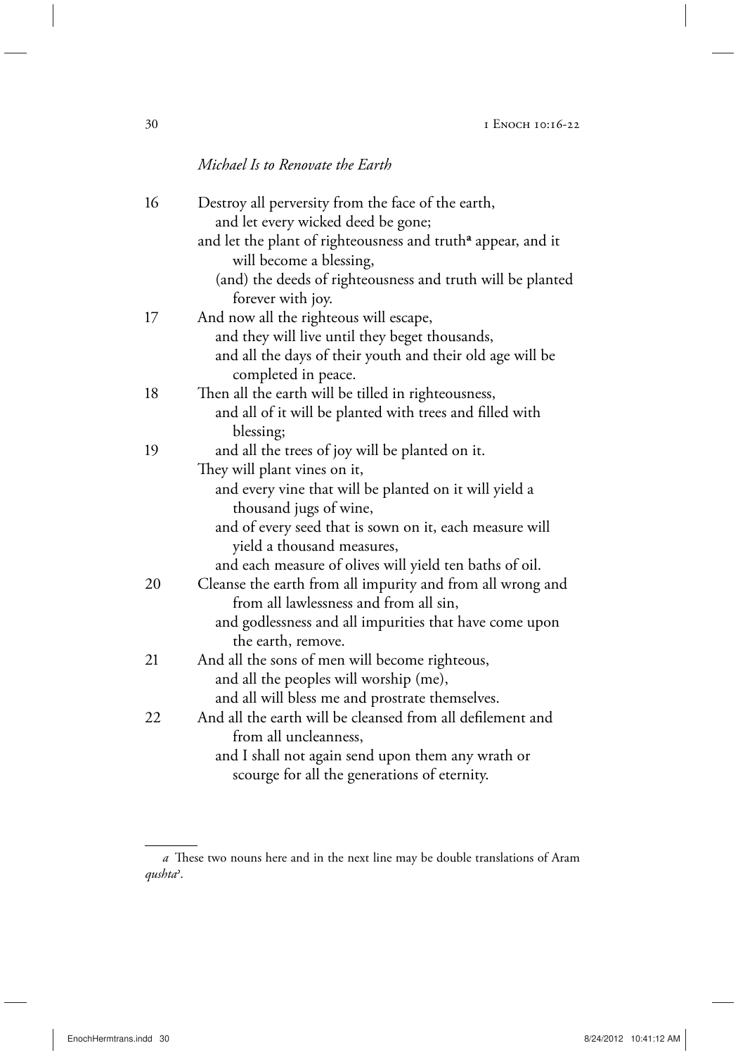*Michael Is to Renovate the Earth*

16 Destroy all perversity from the face of the earth,
 and let every wicked deed be gone;
 and let the plant of righteousness and truth[a] appear, and it will become a blessing,
 (and) the deeds of righteousness and truth will be planted forever with joy.

17 And now all the righteous will escape,
 and they will live until they beget thousands,
 and all the days of their youth and their old age will be completed in peace.

18 Then all the earth will be tilled in righteousness,
 and all of it will be planted with trees and filled with blessing;

19 and all the trees of joy will be planted on it.
 They will plant vines on it,
 and every vine that will be planted on it will yield a thousand jugs of wine,
 and of every seed that is sown on it, each measure will yield a thousand measures,
 and each measure of olives will yield ten baths of oil.

20 Cleanse the earth from all impurity and from all wrong and from all lawlessness and from all sin,
 and godlessness and all impurities that have come upon the earth, remove.

21 And all the sons of men will become righteous,
 and all the peoples will worship (me),
 and all will bless me and prostrate themselves.

22 And all the earth will be cleansed from all defilement and from all uncleanness,
 and I shall not again send upon them any wrath or scourge for all the generations of eternity.

---

*a* These two nouns here and in the next line may be double translations of Aram *qushta*ʾ.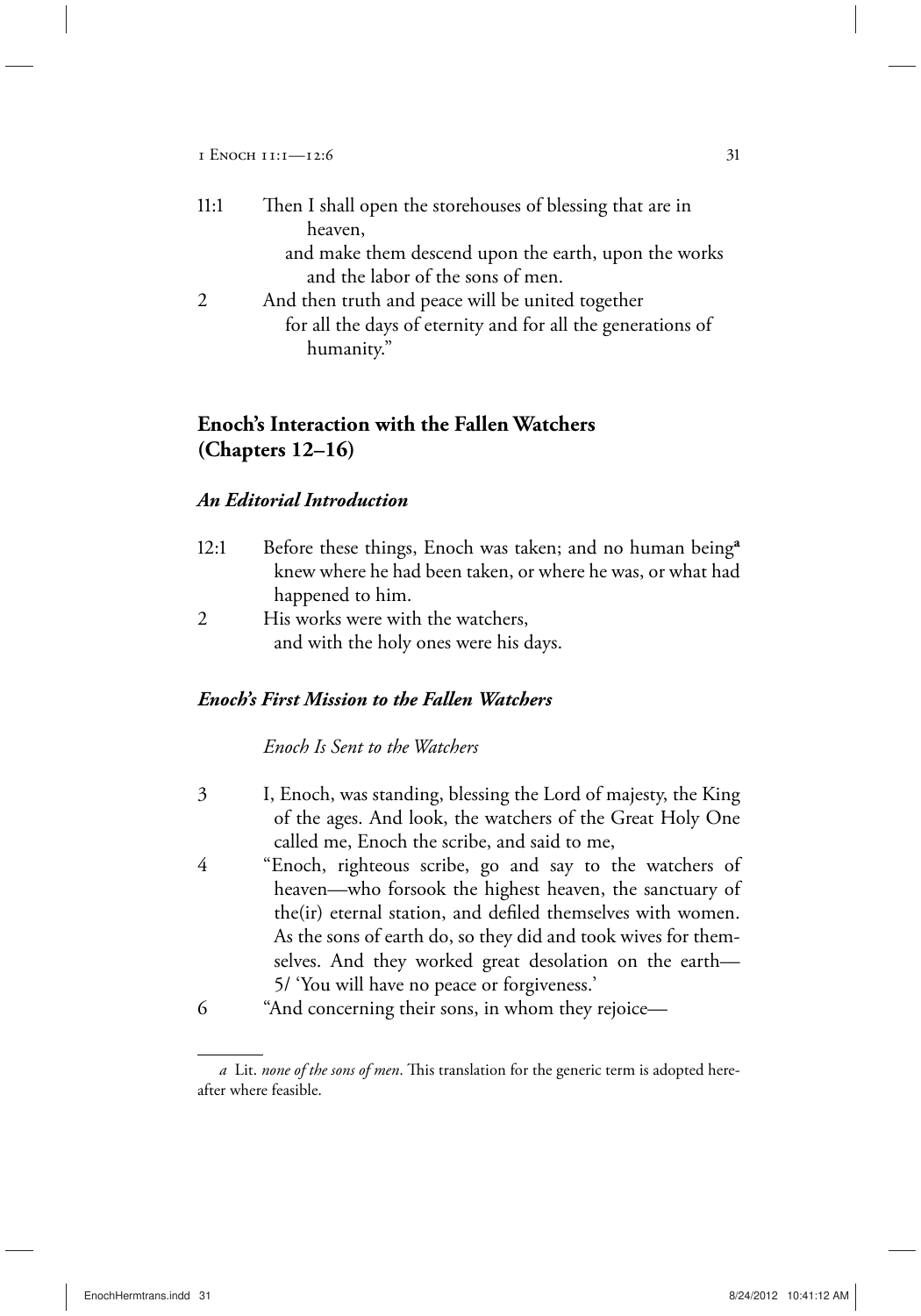11:1 Then I shall open the storehouses of blessing that are in heaven,
and make them descend upon the earth, upon the works and the labor of the sons of men.

2 And then truth and peace will be united together
for all the days of eternity and for all the generations of humanity."

## Enoch's Interaction with the Fallen Watchers (Chapters 12–16)

### *An Editorial Introduction*

12:1 Before these things, Enoch was taken; and no human being[a] knew where he had been taken, or where he was, or what had happened to him.

2 His works were with the watchers,
and with the holy ones were his days.

### *Enoch's First Mission to the Fallen Watchers*

*Enoch Is Sent to the Watchers*

3 I, Enoch, was standing, blessing the Lord of majesty, the King of the ages. And look, the watchers of the Great Holy One called me, Enoch the scribe, and said to me,

4 "Enoch, righteous scribe, go and say to the watchers of heaven—who forsook the highest heaven, the sanctuary of the(ir) eternal station, and defiled themselves with women. As the sons of earth do, so they did and took wives for themselves. And they worked great desolation on the earth—5/ 'You will have no peace or forgiveness.'

6 "And concerning their sons, in whom they rejoice—

---

*a* Lit. *none of the sons of men*. This translation for the generic term is adopted hereafter where feasible.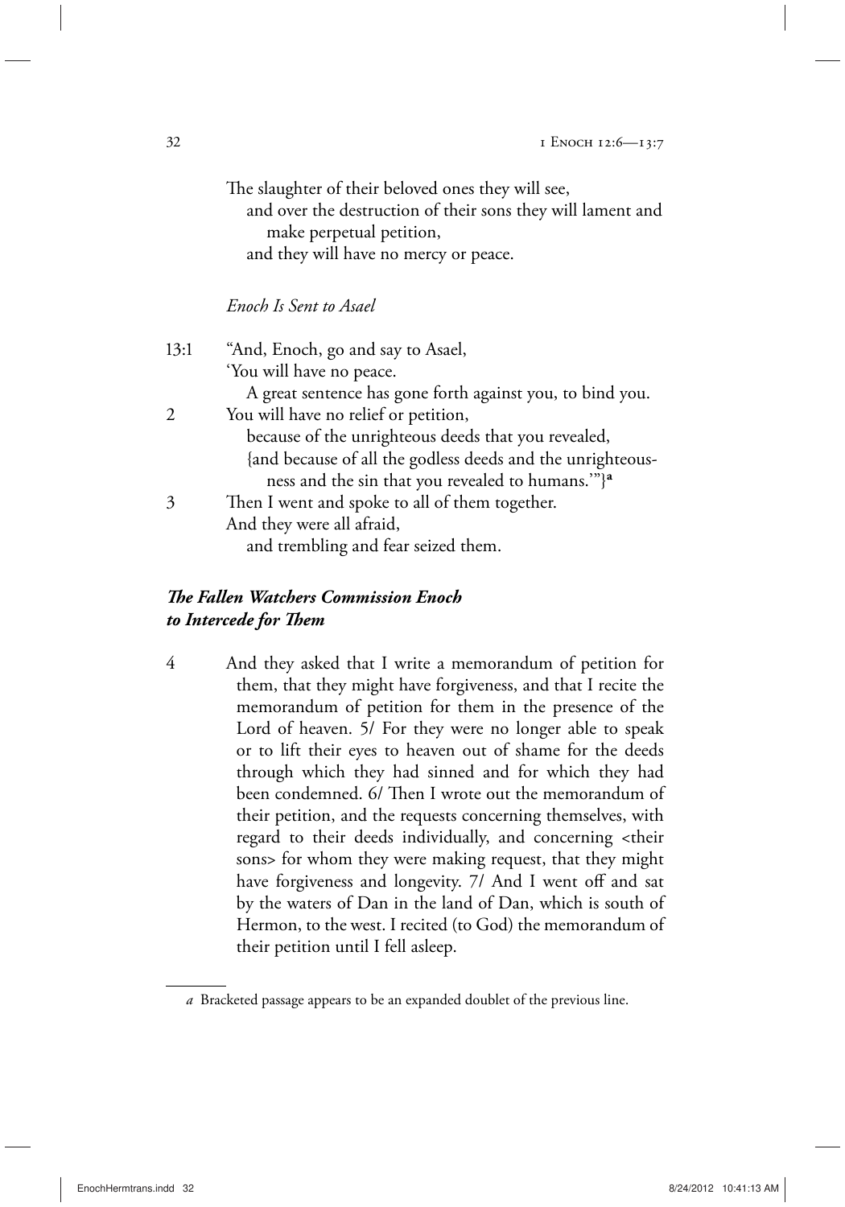The slaughter of their beloved ones they will see,
  and over the destruction of their sons they will lament and make perpetual petition,
  and they will have no mercy or peace.

*Enoch Is Sent to Asael*

13:1 "And, Enoch, go and say to Asael,
'You will have no peace.
  A great sentence has gone forth against you, to bind you.
2 You will have no relief or petition,
  because of the unrighteous deeds that you revealed,
  {and because of all the godless deeds and the unrighteousness and the sin that you revealed to humans.'"}[a]
3 Then I went and spoke to all of them together.
And they were all afraid,
  and trembling and fear seized them.

### *The Fallen Watchers Commission Enoch to Intercede for Them*

4 And they asked that I write a memorandum of petition for them, that they might have forgiveness, and that I recite the memorandum of petition for them in the presence of the Lord of heaven. 5/ For they were no longer able to speak or to lift their eyes to heaven out of shame for the deeds through which they had sinned and for which they had been condemned. 6/ Then I wrote out the memorandum of their petition, and the requests concerning themselves, with regard to their deeds individually, and concerning <their sons> for whom they were making request, that they might have forgiveness and longevity. 7/ And I went off and sat by the waters of Dan in the land of Dan, which is south of Hermon, to the west. I recited (to God) the memorandum of their petition until I fell asleep.

---

*a* Bracketed passage appears to be an expanded doublet of the previous line.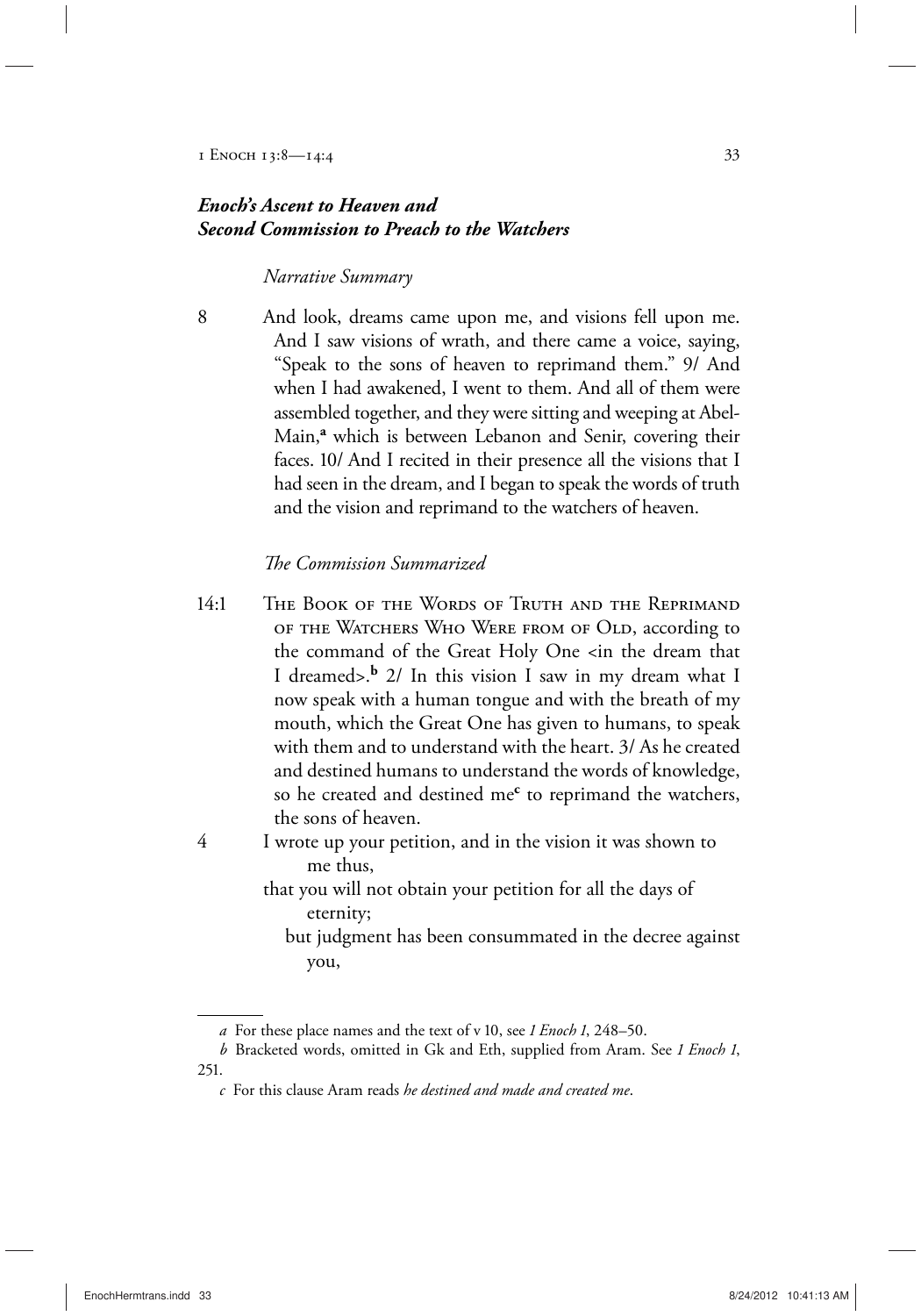## ***Enoch's Ascent to Heaven and Second Commission to Preach to the Watchers***

*Narrative Summary*

8 And look, dreams came upon me, and visions fell upon me. And I saw visions of wrath, and there came a voice, saying, "Speak to the sons of heaven to reprimand them." 9/ And when I had awakened, I went to them. And all of them were assembled together, and they were sitting and weeping at Abel-Main,[a] which is between Lebanon and Senir, covering their faces. 10/ And I recited in their presence all the visions that I had seen in the dream, and I began to speak the words of truth and the vision and reprimand to the watchers of heaven.

*The Commission Summarized*

14:1 The Book of the Words of Truth and the Reprimand of the Watchers Who Were from of Old, according to the command of the Great Holy One <in the dream that I dreamed>.[b] 2/ In this vision I saw in my dream what I now speak with a human tongue and with the breath of my mouth, which the Great One has given to humans, to speak with them and to understand with the heart. 3/ As he created and destined humans to understand the words of knowledge, so he created and destined me[c] to reprimand the watchers, the sons of heaven.

4 I wrote up your petition, and in the vision it was shown to me thus,
that you will not obtain your petition for all the days of eternity;
but judgment has been consummated in the decree against you,

---

*a* For these place names and the text of v 10, see *1 Enoch 1*, 248–50.

*b* Bracketed words, omitted in Gk and Eth, supplied from Aram. See *1 Enoch 1*, 251.

*c* For this clause Aram reads *he destined and made and created me*.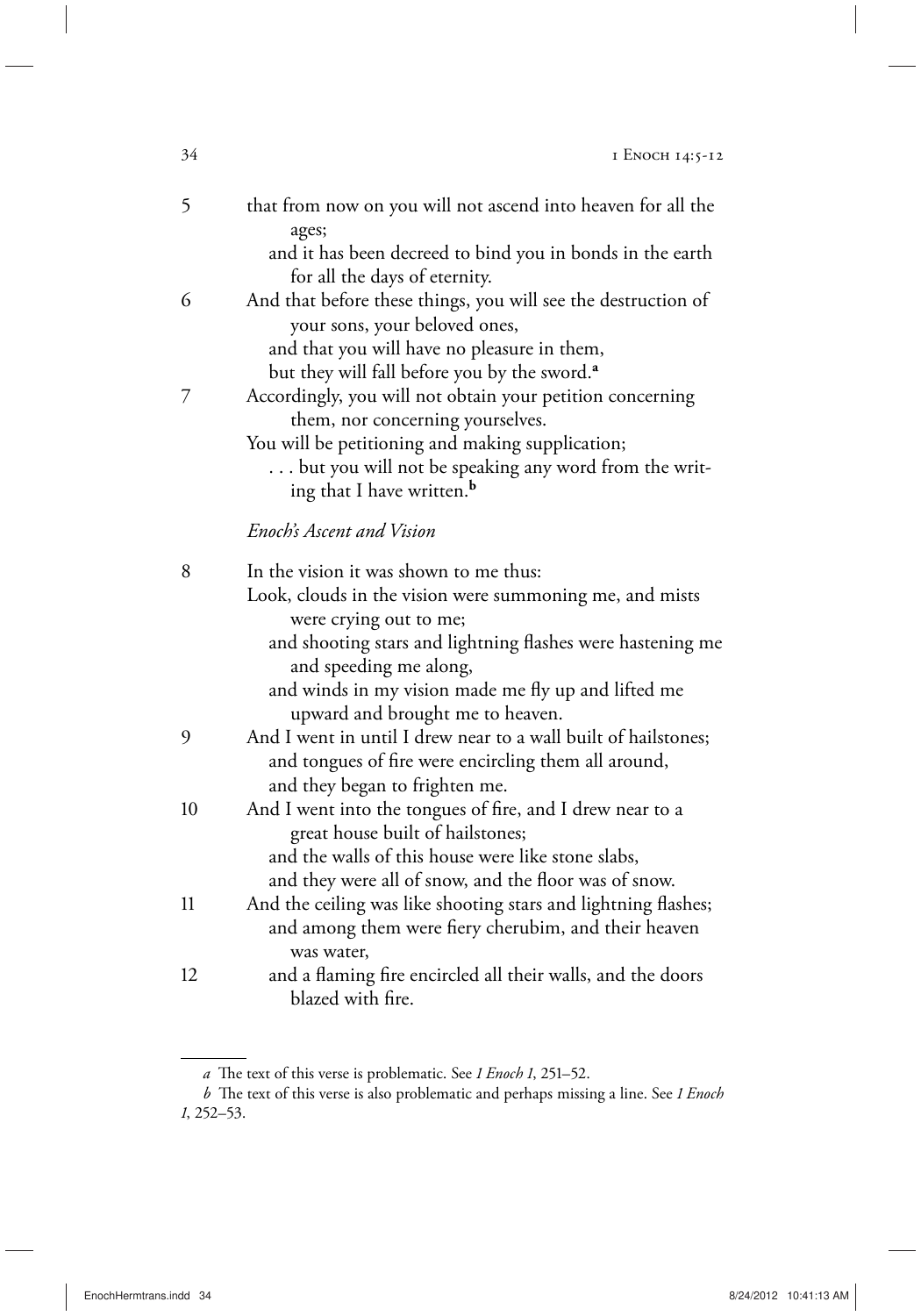5 that from now on you will not ascend into heaven for all the ages;
and it has been decreed to bind you in bonds in the earth for all the days of eternity.

6 And that before these things, you will see the destruction of your sons, your beloved ones,
and that you will have no pleasure in them,
but they will fall before you by the sword.[a]

7 Accordingly, you will not obtain your petition concerning them, nor concerning yourselves.
You will be petitioning and making supplication;
. . . but you will not be speaking any word from the writing that I have written.[b]

*Enoch's Ascent and Vision*

8 In the vision it was shown to me thus:
Look, clouds in the vision were summoning me, and mists were crying out to me;
and shooting stars and lightning flashes were hastening me and speeding me along,
and winds in my vision made me fly up and lifted me upward and brought me to heaven.

9 And I went in until I drew near to a wall built of hailstones;
and tongues of fire were encircling them all around,
and they began to frighten me.

10 And I went into the tongues of fire, and I drew near to a great house built of hailstones;
and the walls of this house were like stone slabs,
and they were all of snow, and the floor was of snow.

11 And the ceiling was like shooting stars and lightning flashes;
and among them were fiery cherubim, and their heaven was water,

12 and a flaming fire encircled all their walls, and the doors blazed with fire.

---

*a* The text of this verse is problematic. See *1 Enoch 1*, 251–52.

*b* The text of this verse is also problematic and perhaps missing a line. See *1 Enoch 1*, 252–53.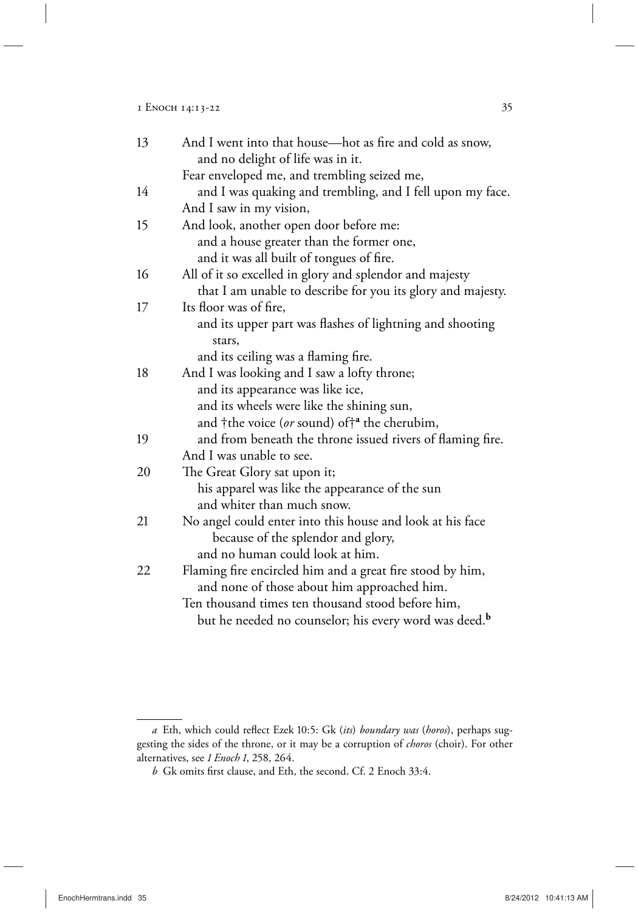13 And I went into that house—hot as fire and cold as snow,
  and no delight of life was in it.
 Fear enveloped me, and trembling seized me,
14  and I was quaking and trembling, and I fell upon my face.
 And I saw in my vision,
15 And look, another open door before me:
  and a house greater than the former one,
  and it was all built of tongues of fire.
16 All of it so excelled in glory and splendor and majesty
  that I am unable to describe for you its glory and majesty.
17 Its floor was of fire,
  and its upper part was flashes of lightning and shooting stars,
  and its ceiling was a flaming fire.
18 And I was looking and I saw a lofty throne;
  and its appearance was like ice,
  and its wheels were like the shining sun,
  and †the voice (*or* sound) of†[a] the cherubim,
19  and from beneath the throne issued rivers of flaming fire.
 And I was unable to see.
20 The Great Glory sat upon it;
  his apparel was like the appearance of the sun
  and whiter than much snow.
21 No angel could enter into this house and look at his face
   because of the splendor and glory,
  and no human could look at him.
22 Flaming fire encircled him and a great fire stood by him,
  and none of those about him approached him.
 Ten thousand times ten thousand stood before him,
  but he needed no counselor; his every word was deed.[b]

---

*a* Eth, which could reflect Ezek 10:5: Gk (*its*) *boundary was* (*horos*), perhaps suggesting the sides of the throne, or it may be a corruption of *choros* (choir). For other alternatives, see *1 Enoch 1*, 258, 264.

*b* Gk omits first clause, and Eth, the second. Cf. 2 Enoch 33:4.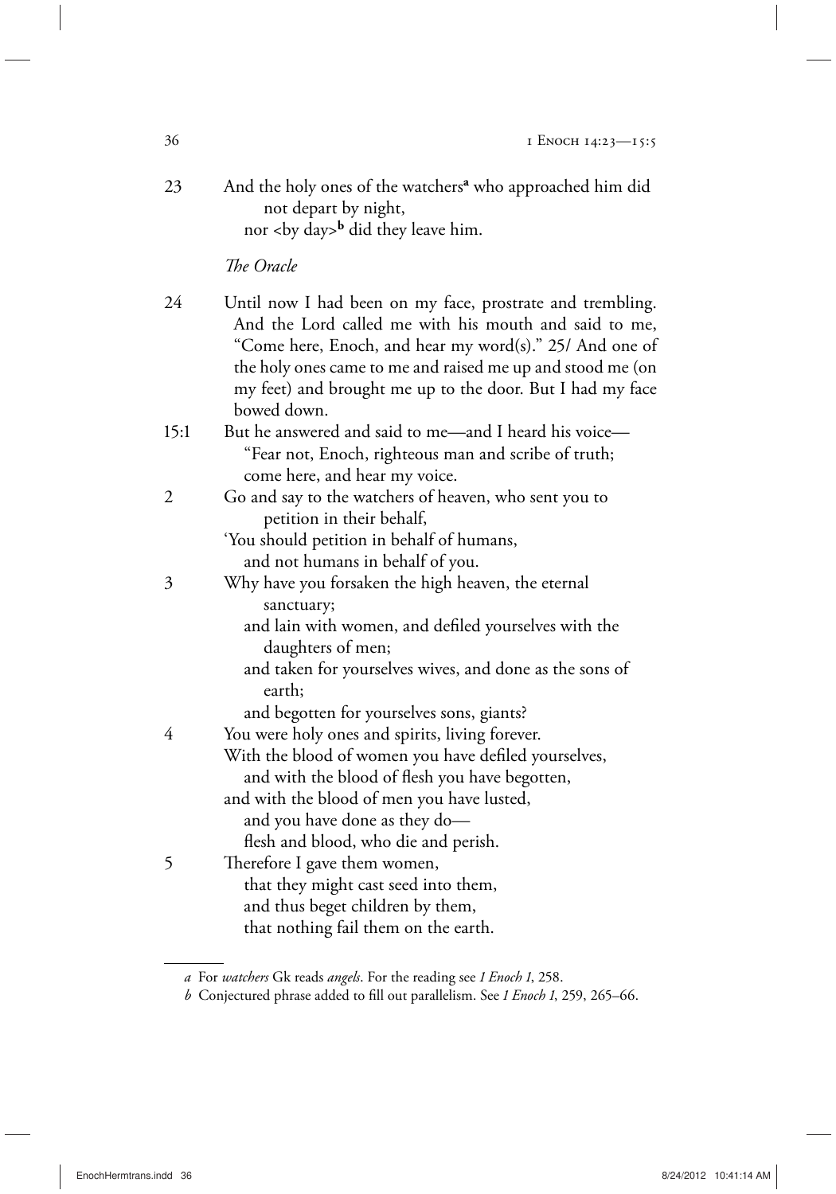23 And the holy ones of the watchers[a] who approached him did not depart by night,
nor <by day>[b] did they leave him.

*The Oracle*

24 Until now I had been on my face, prostrate and trembling. And the Lord called me with his mouth and said to me, "Come here, Enoch, and hear my word(s)." 25/ And one of the holy ones came to me and raised me up and stood me (on my feet) and brought me up to the door. But I had my face bowed down.

15:1 But he answered and said to me—and I heard his voice—
"Fear not, Enoch, righteous man and scribe of truth;
come here, and hear my voice.

2 Go and say to the watchers of heaven, who sent you to petition in their behalf,
'You should petition in behalf of humans,
and not humans in behalf of you.

3 Why have you forsaken the high heaven, the eternal sanctuary;
and lain with women, and defiled yourselves with the daughters of men;
and taken for yourselves wives, and done as the sons of earth;
and begotten for yourselves sons, giants?

4 You were holy ones and spirits, living forever.
With the blood of women you have defiled yourselves,
and with the blood of flesh you have begotten,
and with the blood of men you have lusted,
and you have done as they do—
flesh and blood, who die and perish.

5 Therefore I gave them women,
that they might cast seed into them,
and thus beget children by them,
that nothing fail them on the earth.

---

*a* For *watchers* Gk reads *angels*. For the reading see *1 Enoch 1*, 258.

*b* Conjectured phrase added to fill out parallelism. See *1 Enoch 1*, 259, 265–66.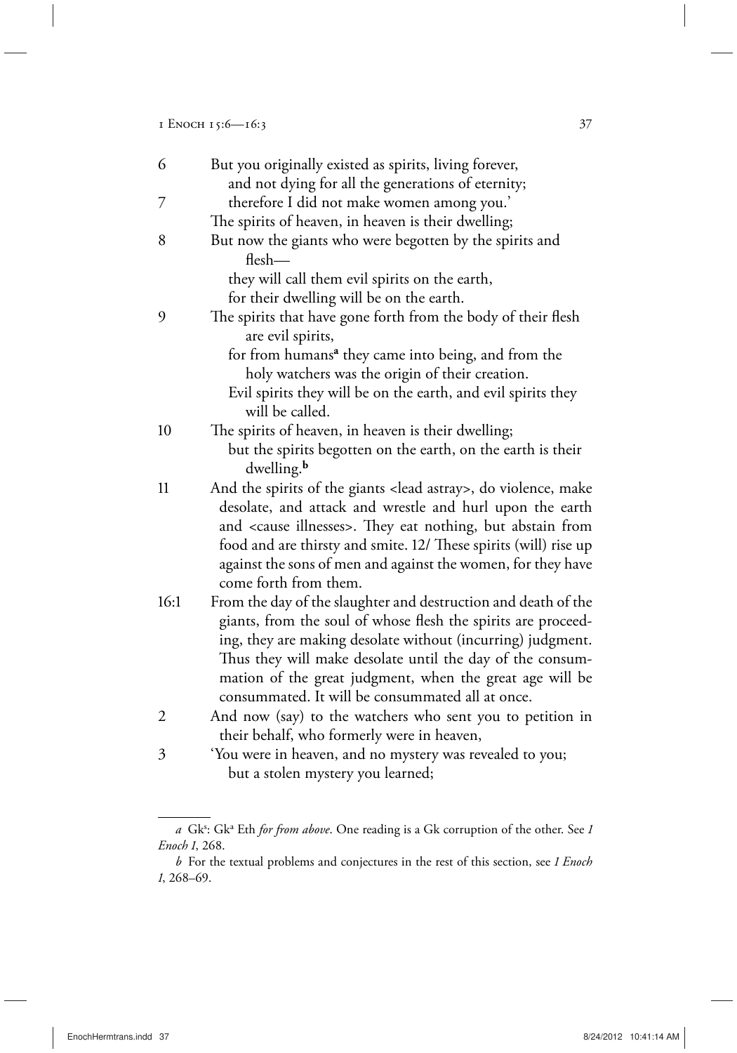6 But you originally existed as spirits, living forever,
and not dying for all the generations of eternity;

7 therefore I did not make women among you.'
The spirits of heaven, in heaven is their dwelling;

8 But now the giants who were begotten by the spirits and flesh—
they will call them evil spirits on the earth,
for their dwelling will be on the earth.

9 The spirits that have gone forth from the body of their flesh are evil spirits,
for from humans[a] they came into being, and from the holy watchers was the origin of their creation.
Evil spirits they will be on the earth, and evil spirits they will be called.

10 The spirits of heaven, in heaven is their dwelling;
but the spirits begotten on the earth, on the earth is their dwelling.[b]

11 And the spirits of the giants <lead astray>, do violence, make desolate, and attack and wrestle and hurl upon the earth and <cause illnesses>. They eat nothing, but abstain from food and are thirsty and smite. 12/ These spirits (will) rise up against the sons of men and against the women, for they have come forth from them.

16:1 From the day of the slaughter and destruction and death of the giants, from the soul of whose flesh the spirits are proceeding, they are making desolate without (incurring) judgment. Thus they will make desolate until the day of the consummation of the great judgment, when the great age will be consummated. It will be consummated all at once.

2 And now (say) to the watchers who sent you to petition in their behalf, who formerly were in heaven,

3 'You were in heaven, and no mystery was revealed to you;
but a stolen mystery you learned;

---

*a* Gk[s]: Gk[a] Eth *for from above*. One reading is a Gk corruption of the other. See *1 Enoch 1*, 268.

*b* For the textual problems and conjectures in the rest of this section, see *1 Enoch 1*, 268–69.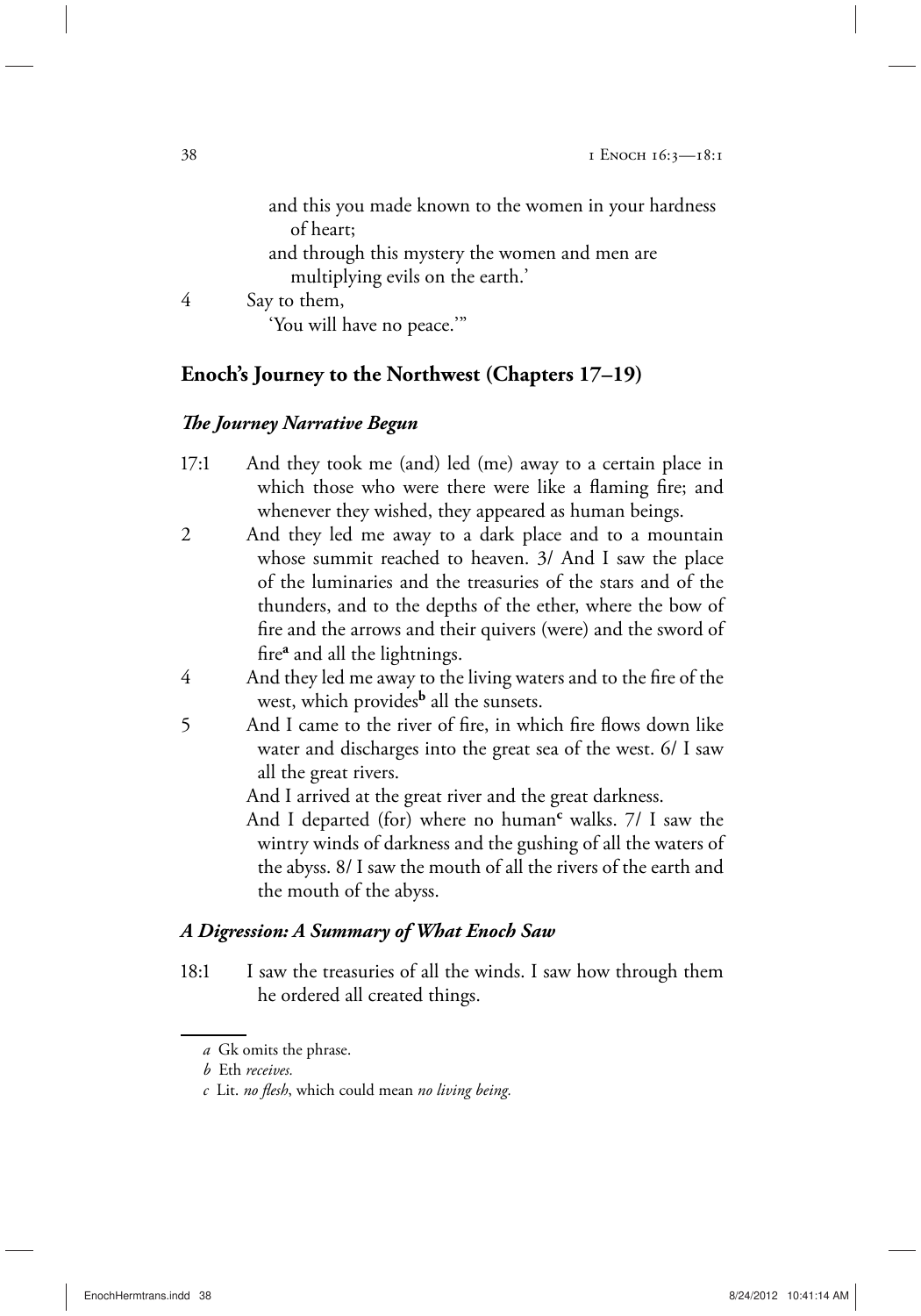and this you made known to the women in your hardness of heart;
and through this mystery the women and men are multiplying evils on the earth.'

4 Say to them,
'You will have no peace.'"

## Enoch's Journey to the Northwest (Chapters 17–19)

### *The Journey Narrative Begun*

17:1 And they took me (and) led (me) away to a certain place in which those who were there were like a flaming fire; and whenever they wished, they appeared as human beings.

2 And they led me away to a dark place and to a mountain whose summit reached to heaven. 3/ And I saw the place of the luminaries and the treasuries of the stars and of the thunders, and to the depths of the ether, where the bow of fire and the arrows and their quivers (were) and the sword of fire[a] and all the lightnings.

4 And they led me away to the living waters and to the fire of the west, which provides[b] all the sunsets.

5 And I came to the river of fire, in which fire flows down like water and discharges into the great sea of the west. 6/ I saw all the great rivers.

And I arrived at the great river and the great darkness.

And I departed (for) where no human[c] walks. 7/ I saw the wintry winds of darkness and the gushing of all the waters of the abyss. 8/ I saw the mouth of all the rivers of the earth and the mouth of the abyss.

### *A Digression: A Summary of What Enoch Saw*

18:1 I saw the treasuries of all the winds. I saw how through them he ordered all created things.

---

*a* Gk omits the phrase.

*b* Eth *receives.*

*c* Lit. *no flesh*, which could mean *no living being.*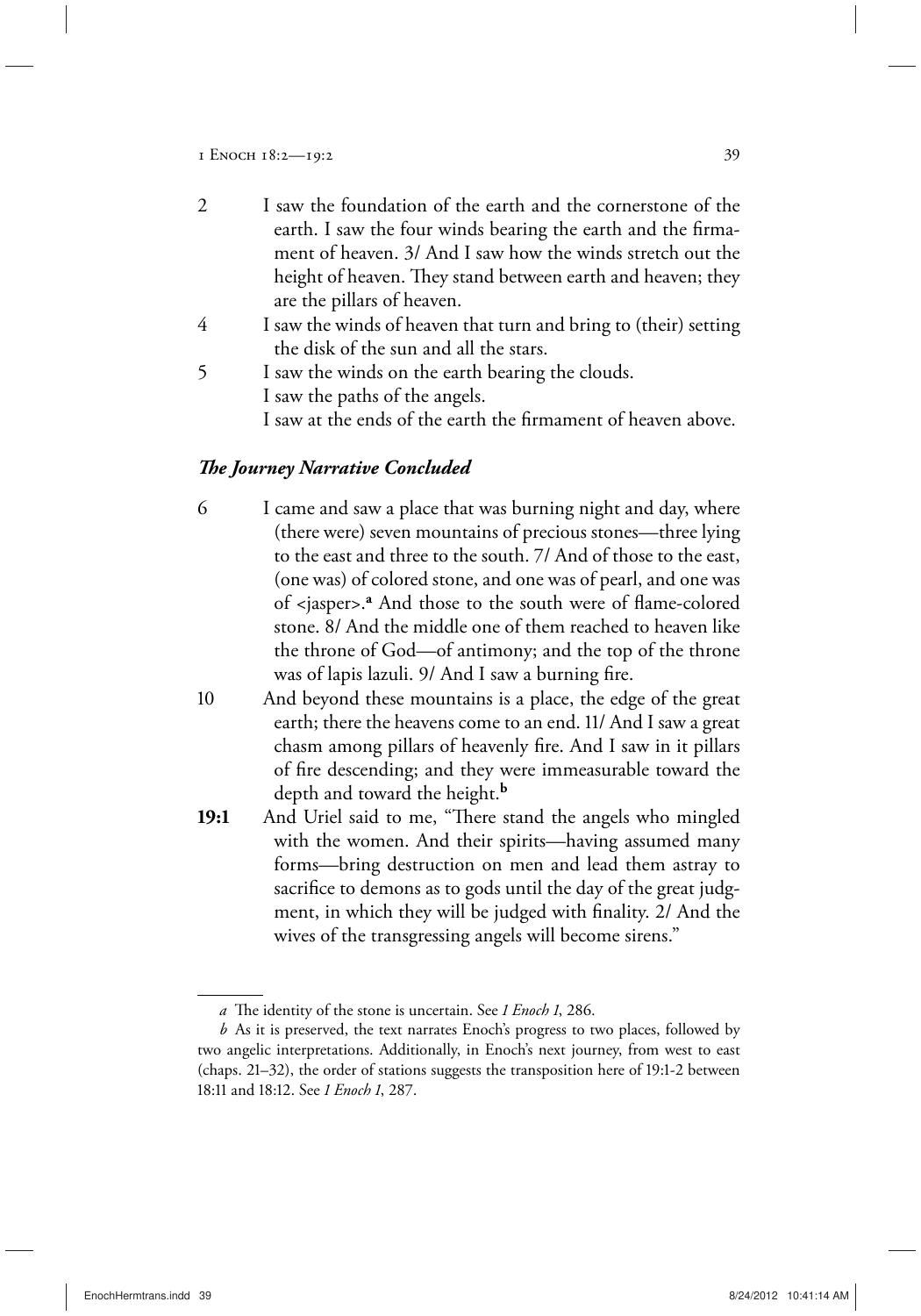2 I saw the foundation of the earth and the cornerstone of the earth. I saw the four winds bearing the earth and the firmament of heaven. 3/ And I saw how the winds stretch out the height of heaven. They stand between earth and heaven; they are the pillars of heaven.

4 I saw the winds of heaven that turn and bring to (their) setting the disk of the sun and all the stars.

5 I saw the winds on the earth bearing the clouds.
I saw the paths of the angels.
I saw at the ends of the earth the firmament of heaven above.

### *The Journey Narrative Concluded*

6 I came and saw a place that was burning night and day, where (there were) seven mountains of precious stones—three lying to the east and three to the south. 7/ And of those to the east, (one was) of colored stone, and one was of pearl, and one was of <jasper>.[a] And those to the south were of flame-colored stone. 8/ And the middle one of them reached to heaven like the throne of God—of antimony; and the top of the throne was of lapis lazuli. 9/ And I saw a burning fire.

10 And beyond these mountains is a place, the edge of the great earth; there the heavens come to an end. 11/ And I saw a great chasm among pillars of heavenly fire. And I saw in it pillars of fire descending; and they were immeasurable toward the depth and toward the height.[b]

**19:1** And Uriel said to me, "There stand the angels who mingled with the women. And their spirits—having assumed many forms—bring destruction on men and lead them astray to sacrifice to demons as to gods until the day of the great judgment, in which they will be judged with finality. 2/ And the wives of the transgressing angels will become sirens."

---

*a* The identity of the stone is uncertain. See *1 Enoch 1*, 286.

*b* As it is preserved, the text narrates Enoch's progress to two places, followed by two angelic interpretations. Additionally, in Enoch's next journey, from west to east (chaps. 21–32), the order of stations suggests the transposition here of 19:1-2 between 18:11 and 18:12. See *1 Enoch 1*, 287.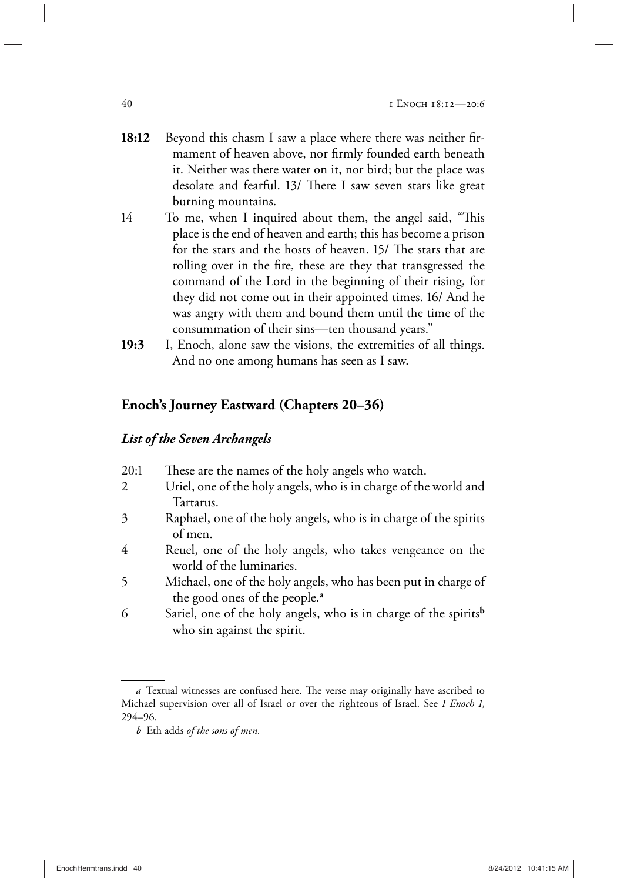**18:12** Beyond this chasm I saw a place where there was neither firmament of heaven above, nor firmly founded earth beneath it. Neither was there water on it, nor bird; but the place was desolate and fearful. 13/ There I saw seven stars like great burning mountains.

14 To me, when I inquired about them, the angel said, "This place is the end of heaven and earth; this has become a prison for the stars and the hosts of heaven. 15/ The stars that are rolling over in the fire, these are they that transgressed the command of the Lord in the beginning of their rising, for they did not come out in their appointed times. 16/ And he was angry with them and bound them until the time of the consummation of their sins—ten thousand years."

**19:3** I, Enoch, alone saw the visions, the extremities of all things. And no one among humans has seen as I saw.

## Enoch's Journey Eastward (Chapters 20–36)

### *List of the Seven Archangels*

20:1 These are the names of the holy angels who watch.

2 Uriel, one of the holy angels, who is in charge of the world and Tartarus.

3 Raphael, one of the holy angels, who is in charge of the spirits of men.

4 Reuel, one of the holy angels, who takes vengeance on the world of the luminaries.

5 Michael, one of the holy angels, who has been put in charge of the good ones of the people.[a]

6 Sariel, one of the holy angels, who is in charge of the spirits[b] who sin against the spirit.

---

*a* Textual witnesses are confused here. The verse may originally have ascribed to Michael supervision over all of Israel or over the righteous of Israel. See *1 Enoch 1*, 294–96.

*b* Eth adds *of the sons of men.*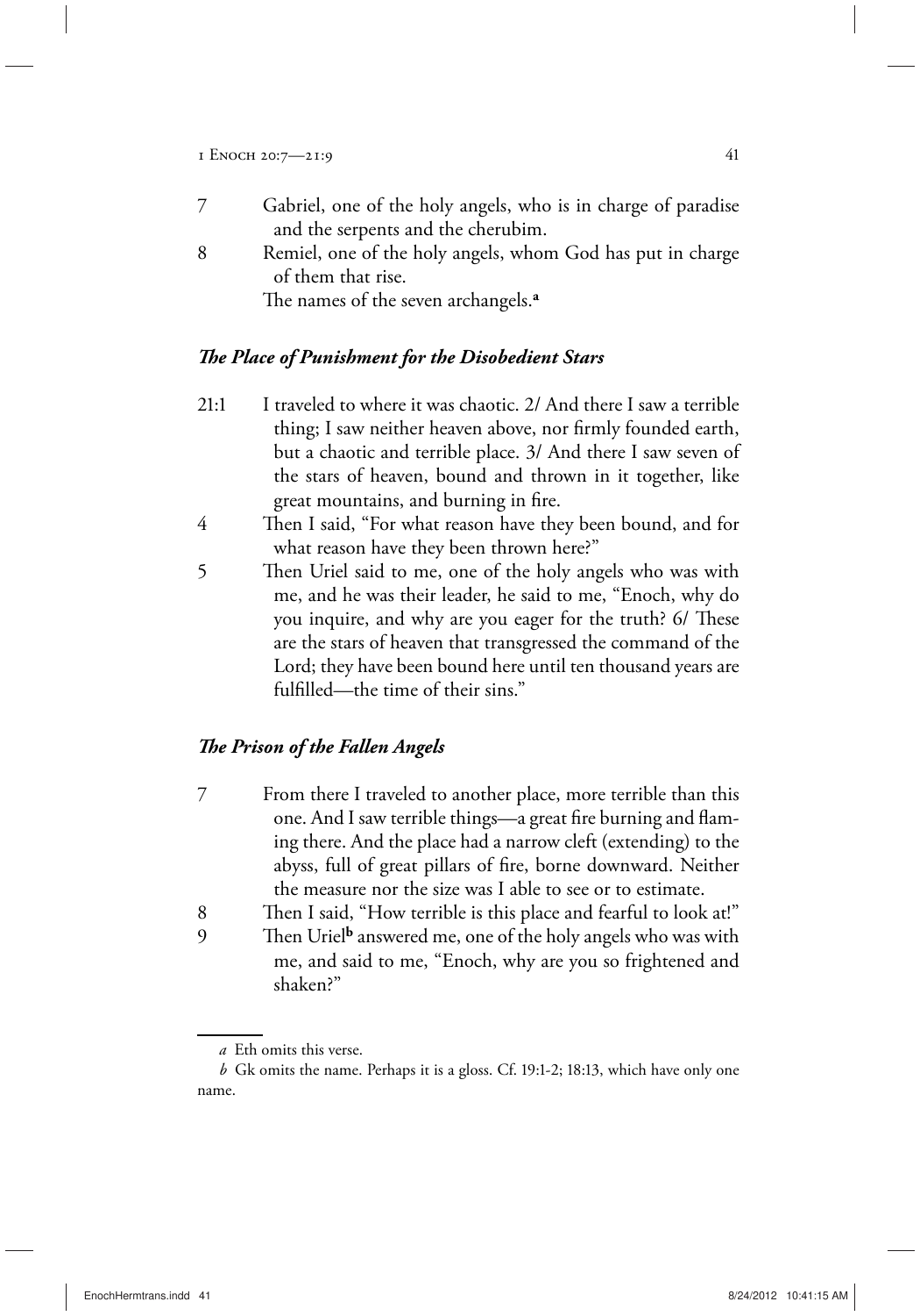7 Gabriel, one of the holy angels, who is in charge of paradise and the serpents and the cherubim.

8 Remiel, one of the holy angels, whom God has put in charge of them that rise.

The names of the seven archangels.[a]

### *The Place of Punishment for the Disobedient Stars*

21:1 I traveled to where it was chaotic. 2/ And there I saw a terrible thing; I saw neither heaven above, nor firmly founded earth, but a chaotic and terrible place. 3/ And there I saw seven of the stars of heaven, bound and thrown in it together, like great mountains, and burning in fire.

4 Then I said, "For what reason have they been bound, and for what reason have they been thrown here?"

5 Then Uriel said to me, one of the holy angels who was with me, and he was their leader, he said to me, "Enoch, why do you inquire, and why are you eager for the truth? 6/ These are the stars of heaven that transgressed the command of the Lord; they have been bound here until ten thousand years are fulfilled—the time of their sins."

### *The Prison of the Fallen Angels*

7 From there I traveled to another place, more terrible than this one. And I saw terrible things—a great fire burning and flaming there. And the place had a narrow cleft (extending) to the abyss, full of great pillars of fire, borne downward. Neither the measure nor the size was I able to see or to estimate.

8 Then I said, "How terrible is this place and fearful to look at!"

9 Then Uriel[b] answered me, one of the holy angels who was with me, and said to me, "Enoch, why are you so frightened and shaken?"

---

*a* Eth omits this verse.

*b* Gk omits the name. Perhaps it is a gloss. Cf. 19:1-2; 18:13, which have only one name.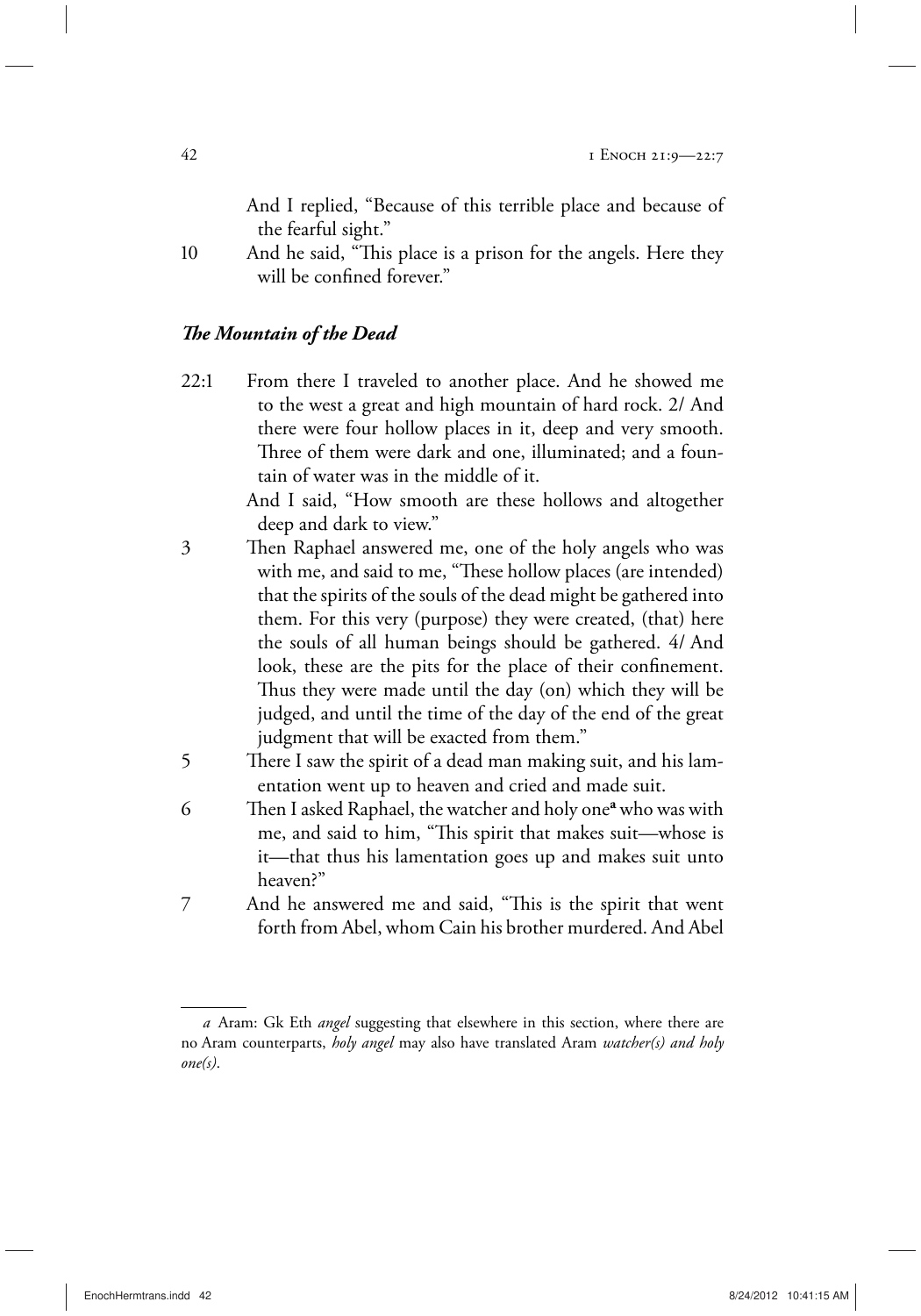And I replied, "Because of this terrible place and because of the fearful sight."

10 And he said, "This place is a prison for the angels. Here they will be confined forever."

### *The Mountain of the Dead*

22:1 From there I traveled to another place. And he showed me to the west a great and high mountain of hard rock. 2/ And there were four hollow places in it, deep and very smooth. Three of them were dark and one, illuminated; and a fountain of water was in the middle of it.

And I said, "How smooth are these hollows and altogether deep and dark to view."

3 Then Raphael answered me, one of the holy angels who was with me, and said to me, "These hollow places (are intended) that the spirits of the souls of the dead might be gathered into them. For this very (purpose) they were created, (that) here the souls of all human beings should be gathered. 4/ And look, these are the pits for the place of their confinement. Thus they were made until the day (on) which they will be judged, and until the time of the day of the end of the great judgment that will be exacted from them."

5 There I saw the spirit of a dead man making suit, and his lamentation went up to heaven and cried and made suit.

6 Then I asked Raphael, the watcher and holy one[a] who was with me, and said to him, "This spirit that makes suit—whose is it—that thus his lamentation goes up and makes suit unto heaven?"

7 And he answered me and said, "This is the spirit that went forth from Abel, whom Cain his brother murdered. And Abel

---

*a* Aram: Gk Eth *angel* suggesting that elsewhere in this section, where there are no Aram counterparts, *holy angel* may also have translated Aram *watcher(s) and holy one(s)*.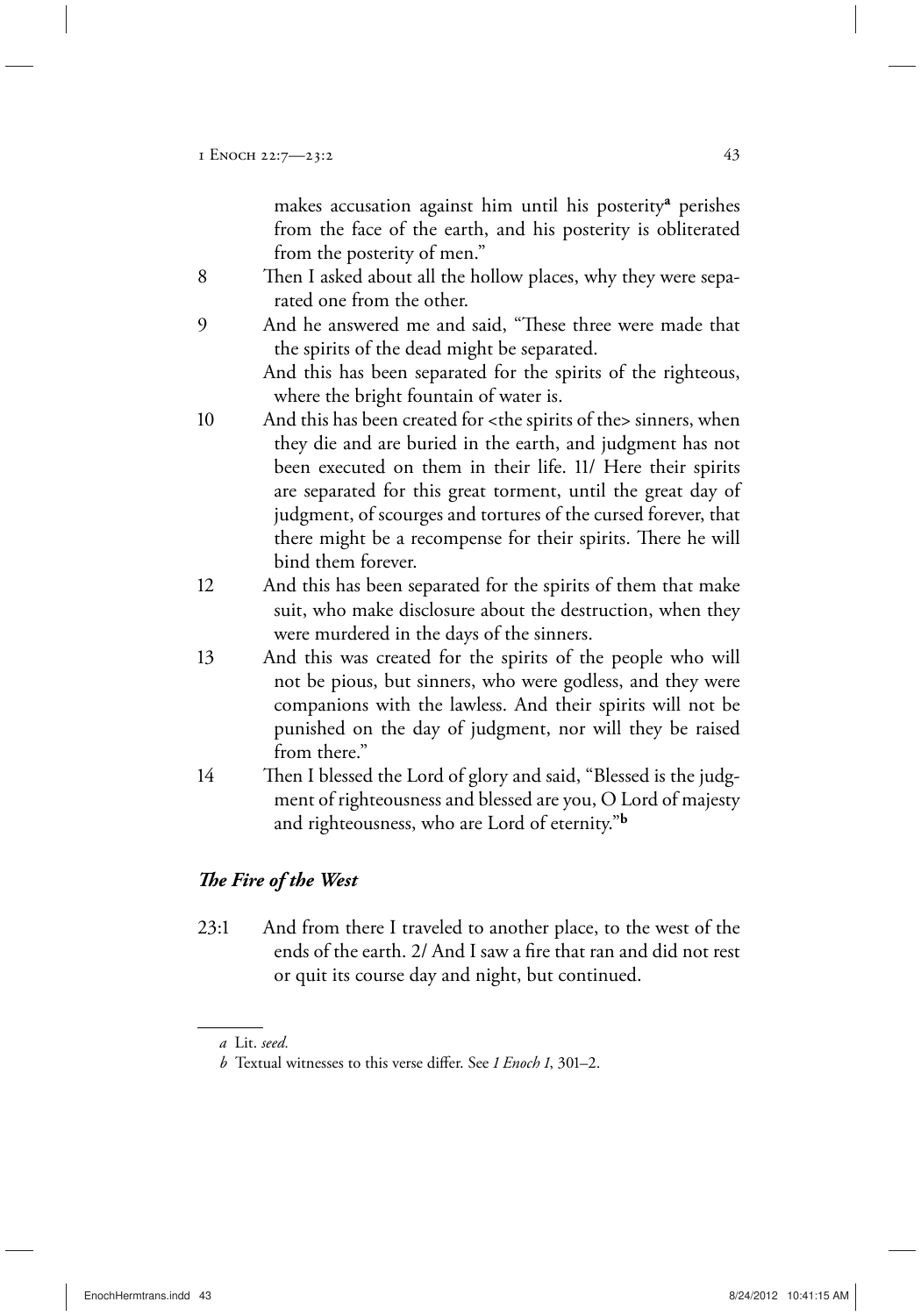makes accusation against him until his posterity[a] perishes from the face of the earth, and his posterity is obliterated from the posterity of men."

8 Then I asked about all the hollow places, why they were separated one from the other.

9 And he answered me and said, "These three were made that the spirits of the dead might be separated.
And this has been separated for the spirits of the righteous, where the bright fountain of water is.

10 And this has been created for <the spirits of the> sinners, when they die and are buried in the earth, and judgment has not been executed on them in their life. 11/ Here their spirits are separated for this great torment, until the great day of judgment, of scourges and tortures of the cursed forever, that there might be a recompense for their spirits. There he will bind them forever.

12 And this has been separated for the spirits of them that make suit, who make disclosure about the destruction, when they were murdered in the days of the sinners.

13 And this was created for the spirits of the people who will not be pious, but sinners, who were godless, and they were companions with the lawless. And their spirits will not be punished on the day of judgment, nor will they be raised from there."

14 Then I blessed the Lord of glory and said, "Blessed is the judgment of righteousness and blessed are you, O Lord of majesty and righteousness, who are Lord of eternity."[b]

### *The Fire of the West*

23:1 And from there I traveled to another place, to the west of the ends of the earth. 2/ And I saw a fire that ran and did not rest or quit its course day and night, but continued.

---

*a* Lit. *seed.*

*b* Textual witnesses to this verse differ. See *1 Enoch 1*, 301–2.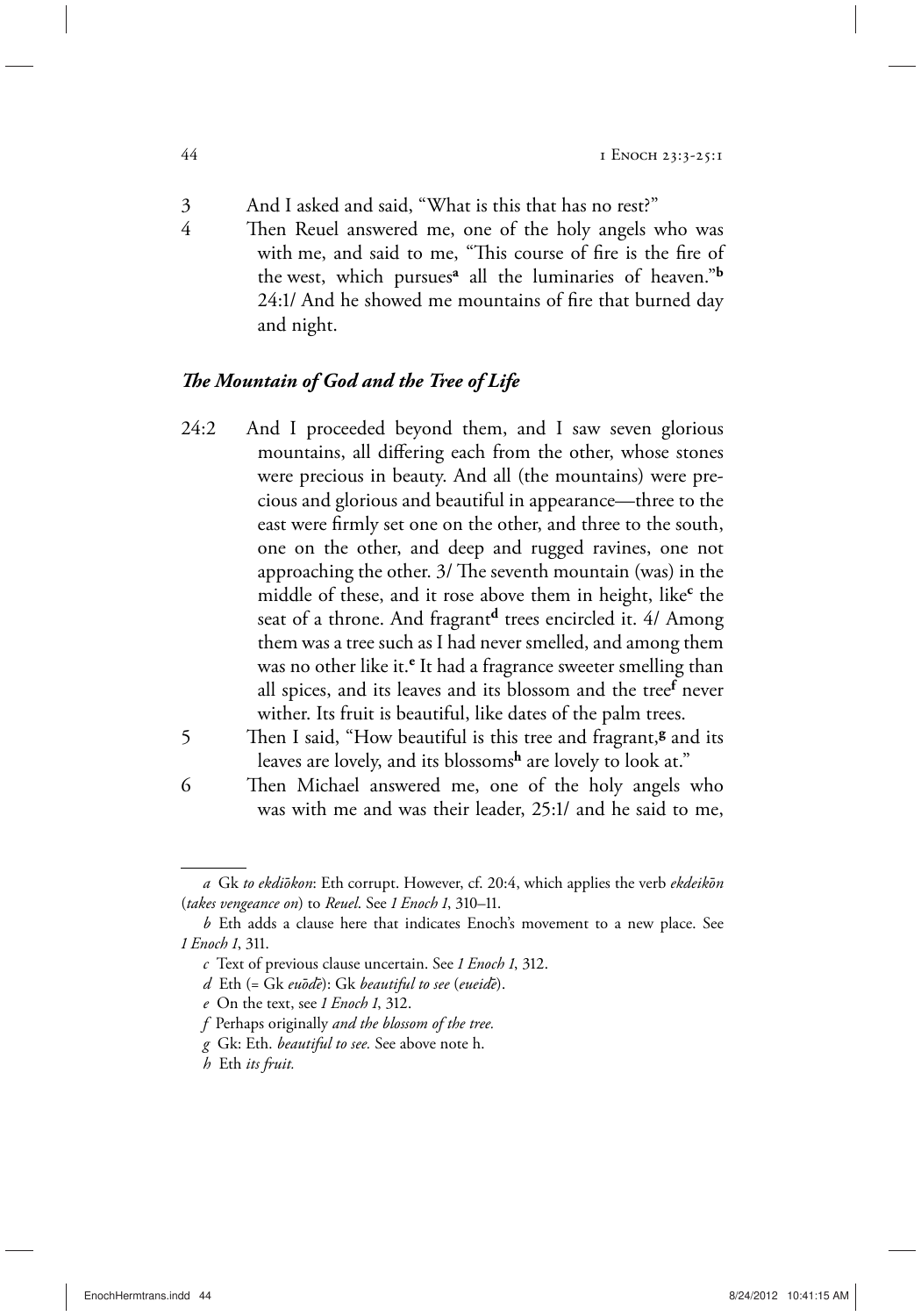3 And I asked and said, "What is this that has no rest?"

4 Then Reuel answered me, one of the holy angels who was with me, and said to me, "This course of fire is the fire of the west, which pursues[a] all the luminaries of heaven."[b] 24:1/ And he showed me mountains of fire that burned day and night.

### *The Mountain of God and the Tree of Life*

24:2 And I proceeded beyond them, and I saw seven glorious mountains, all differing each from the other, whose stones were precious in beauty. And all (the mountains) were precious and glorious and beautiful in appearance—three to the east were firmly set one on the other, and three to the south, one on the other, and deep and rugged ravines, one not approaching the other. 3/ The seventh mountain (was) in the middle of these, and it rose above them in height, like[c] the seat of a throne. And fragrant[d] trees encircled it. 4/ Among them was a tree such as I had never smelled, and among them was no other like it.[e] It had a fragrance sweeter smelling than all spices, and its leaves and its blossom and the tree[f] never wither. Its fruit is beautiful, like dates of the palm trees.

5 Then I said, "How beautiful is this tree and fragrant,[g] and its leaves are lovely, and its blossoms[h] are lovely to look at."

6 Then Michael answered me, one of the holy angels who was with me and was their leader, 25:1/ and he said to me,

---

*a* Gk *to ekdiōkon*: Eth corrupt. However, cf. 20:4, which applies the verb *ekdeikōn* (*takes vengeance on*) to *Reuel*. See *1 Enoch 1*, 310–11.

*b* Eth adds a clause here that indicates Enoch's movement to a new place. See *1 Enoch 1*, 311.

*c* Text of previous clause uncertain. See *1 Enoch 1*, 312.

*d* Eth (= Gk *euōdē*): Gk *beautiful to see* (*eueidē*).

*e* On the text, see *1 Enoch 1*, 312.

*f* Perhaps originally *and the blossom of the tree.*

*g* Gk: Eth. *beautiful to see.* See above note h.

*h* Eth *its fruit.*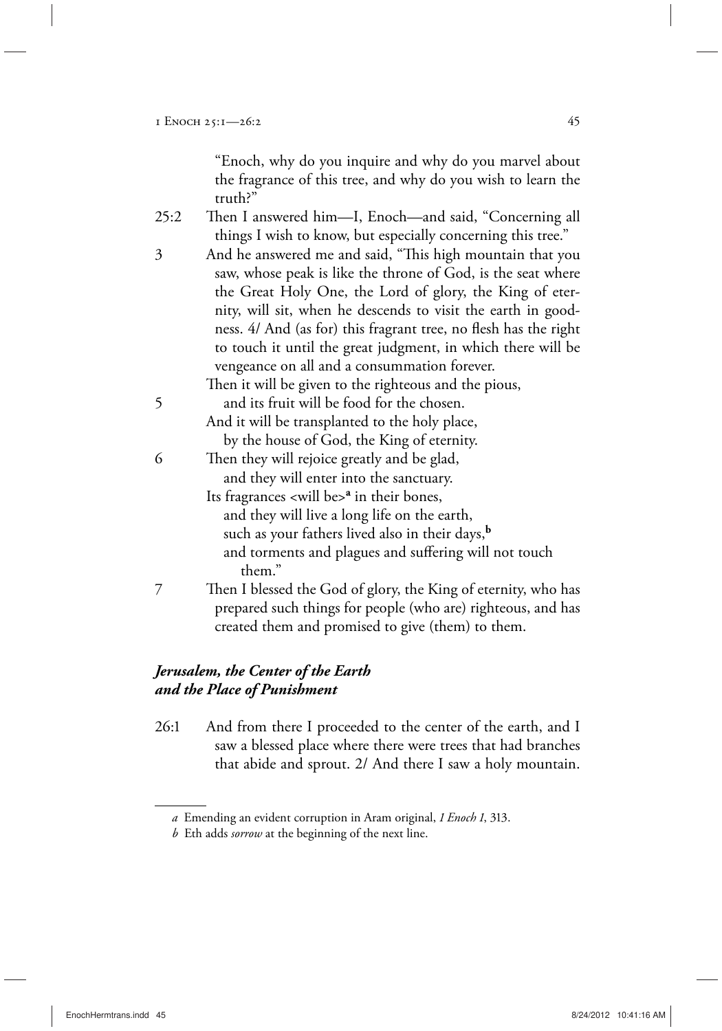"Enoch, why do you inquire and why do you marvel about the fragrance of this tree, and why do you wish to learn the truth?"

25:2 Then I answered him—I, Enoch—and said, "Concerning all things I wish to know, but especially concerning this tree."

3 And he answered me and said, "This high mountain that you saw, whose peak is like the throne of God, is the seat where the Great Holy One, the Lord of glory, the King of eternity, will sit, when he descends to visit the earth in goodness. 4/ And (as for) this fragrant tree, no flesh has the right to touch it until the great judgment, in which there will be vengeance on all and a consummation forever.

Then it will be given to the righteous and the pious,
 and its fruit will be food for the chosen.

5 And it will be transplanted to the holy place,
 by the house of God, the King of eternity.

6 Then they will rejoice greatly and be glad,
 and they will enter into the sanctuary.
Its fragrances <will be>[a] in their bones,
 and they will live a long life on the earth,
 such as your fathers lived also in their days,[b]
 and torments and plagues and suffering will not touch them."

7 Then I blessed the God of glory, the King of eternity, who has prepared such things for people (who are) righteous, and has created them and promised to give (them) to them.

### *Jerusalem, the Center of the Earth and the Place of Punishment*

26:1 And from there I proceeded to the center of the earth, and I saw a blessed place where there were trees that had branches that abide and sprout. 2/ And there I saw a holy mountain.

---

*a* Emending an evident corruption in Aram original, *1 Enoch 1*, 313.

*b* Eth adds *sorrow* at the beginning of the next line.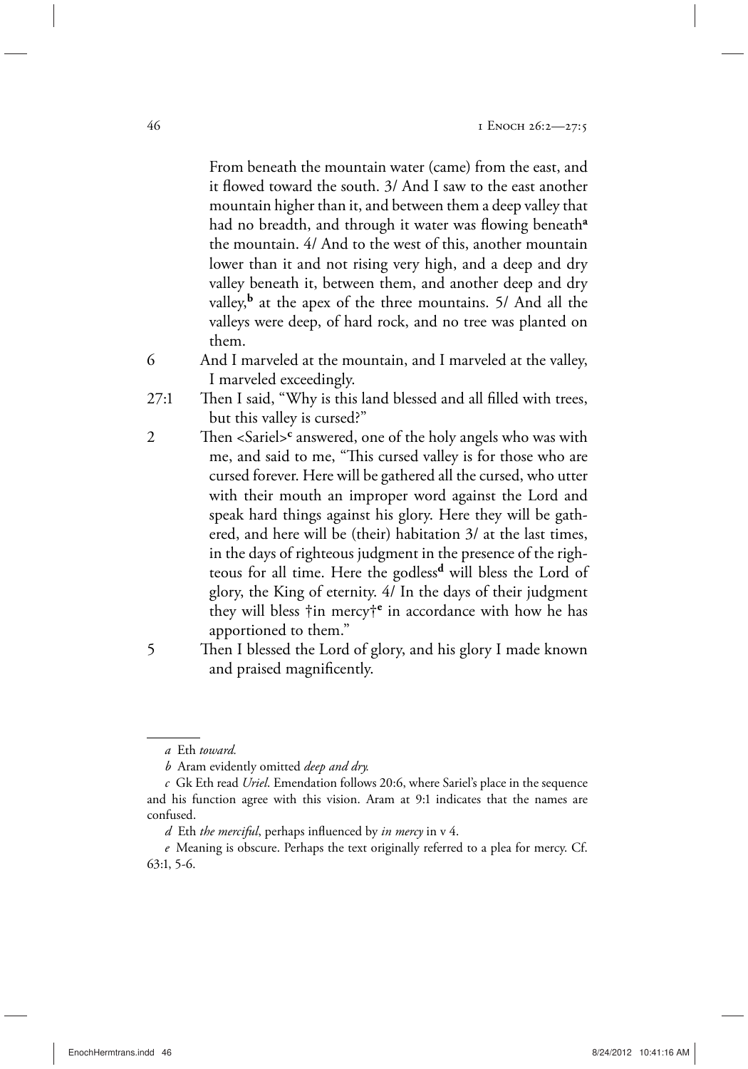From beneath the mountain water (came) from the east, and it flowed toward the south. 3/ And I saw to the east another mountain higher than it, and between them a deep valley that had no breadth, and through it water was flowing beneath[a] the mountain. 4/ And to the west of this, another mountain lower than it and not rising very high, and a deep and dry valley beneath it, between them, and another deep and dry valley,[b] at the apex of the three mountains. 5/ And all the valleys were deep, of hard rock, and no tree was planted on them.

6 And I marveled at the mountain, and I marveled at the valley, I marveled exceedingly.

27:1 Then I said, "Why is this land blessed and all filled with trees, but this valley is cursed?"

2 Then <Sariel>[c] answered, one of the holy angels who was with me, and said to me, "This cursed valley is for those who are cursed forever. Here will be gathered all the cursed, who utter with their mouth an improper word against the Lord and speak hard things against his glory. Here they will be gathered, and here will be (their) habitation 3/ at the last times, in the days of righteous judgment in the presence of the righteous for all time. Here the godless[d] will bless the Lord of glory, the King of eternity. 4/ In the days of their judgment they will bless †in mercy†[e] in accordance with how he has apportioned to them."

5 Then I blessed the Lord of glory, and his glory I made known and praised magnificently.

---

*a* Eth *toward.*

*b* Aram evidently omitted *deep and dry.*

*c* Gk Eth read *Uriel.* Emendation follows 20:6, where Sariel's place in the sequence and his function agree with this vision. Aram at 9:1 indicates that the names are confused.

*d* Eth *the merciful*, perhaps influenced by *in mercy* in v 4.

*e* Meaning is obscure. Perhaps the text originally referred to a plea for mercy. Cf. 63:1, 5-6.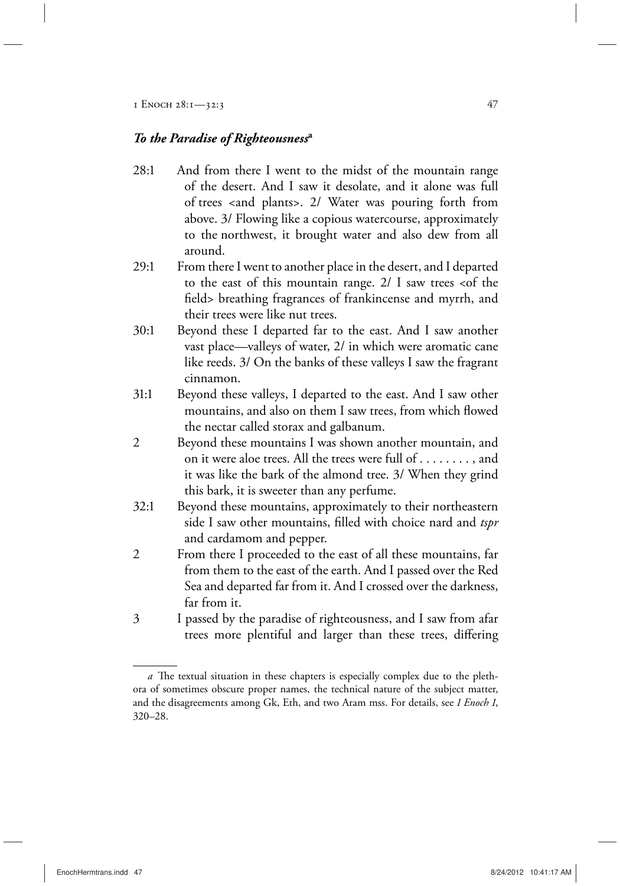### *To the Paradise of Righteousness*[a]

28:1 And from there I went to the midst of the mountain range of the desert. And I saw it desolate, and it alone was full of trees <and plants>. 2/ Water was pouring forth from above. 3/ Flowing like a copious watercourse, approximately to the northwest, it brought water and also dew from all around.

29:1 From there I went to another place in the desert, and I departed to the east of this mountain range. 2/ I saw trees <of the field> breathing fragrances of frankincense and myrrh, and their trees were like nut trees.

30:1 Beyond these I departed far to the east. And I saw another vast place—valleys of water, 2/ in which were aromatic cane like reeds. 3/ On the banks of these valleys I saw the fragrant cinnamon.

31:1 Beyond these valleys, I departed to the east. And I saw other mountains, and also on them I saw trees, from which flowed the nectar called storax and galbanum.

2 Beyond these mountains I was shown another mountain, and on it were aloe trees. All the trees were full of . . . . . . . . , and it was like the bark of the almond tree. 3/ When they grind this bark, it is sweeter than any perfume.

32:1 Beyond these mountains, approximately to their northeastern side I saw other mountains, filled with choice nard and *tspr* and cardamom and pepper.

2 From there I proceeded to the east of all these mountains, far from them to the east of the earth. And I passed over the Red Sea and departed far from it. And I crossed over the darkness, far from it.

3 I passed by the paradise of righteousness, and I saw from afar trees more plentiful and larger than these trees, differing

---

*a* The textual situation in these chapters is especially complex due to the plethora of sometimes obscure proper names, the technical nature of the subject matter, and the disagreements among Gk, Eth, and two Aram mss. For details, see *1 Enoch 1*, 320–28.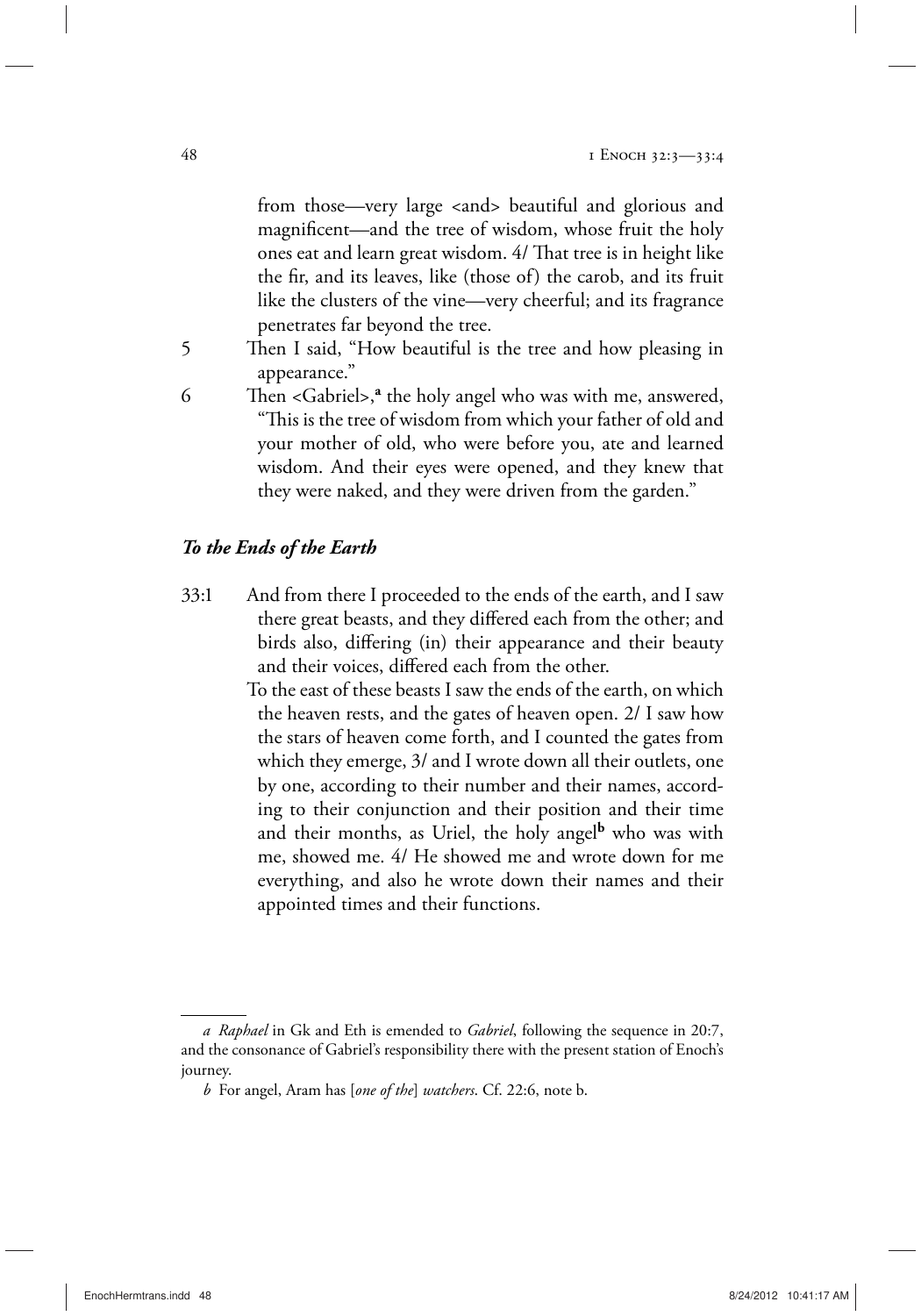from those—very large <and> beautiful and glorious and magnificent—and the tree of wisdom, whose fruit the holy ones eat and learn great wisdom. 4/ That tree is in height like the fir, and its leaves, like (those of) the carob, and its fruit like the clusters of the vine—very cheerful; and its fragrance penetrates far beyond the tree.

5 Then I said, "How beautiful is the tree and how pleasing in appearance."

6 Then <Gabriel>,**[a]** the holy angel who was with me, answered, "This is the tree of wisdom from which your father of old and your mother of old, who were before you, ate and learned wisdom. And their eyes were opened, and they knew that they were naked, and they were driven from the garden."

### *To the Ends of the Earth*

33:1 And from there I proceeded to the ends of the earth, and I saw there great beasts, and they differed each from the other; and birds also, differing (in) their appearance and their beauty and their voices, differed each from the other.

To the east of these beasts I saw the ends of the earth, on which the heaven rests, and the gates of heaven open. 2/ I saw how the stars of heaven come forth, and I counted the gates from which they emerge, 3/ and I wrote down all their outlets, one by one, according to their number and their names, according to their conjunction and their position and their time and their months, as Uriel, the holy angel**[b]** who was with me, showed me. 4/ He showed me and wrote down for me everything, and also he wrote down their names and their appointed times and their functions.

---

*a* *Raphael* in Gk and Eth is emended to *Gabriel*, following the sequence in 20:7, and the consonance of Gabriel's responsibility there with the present station of Enoch's journey.

*b* For angel, Aram has [*one of the*] *watchers*. Cf. 22:6, note b.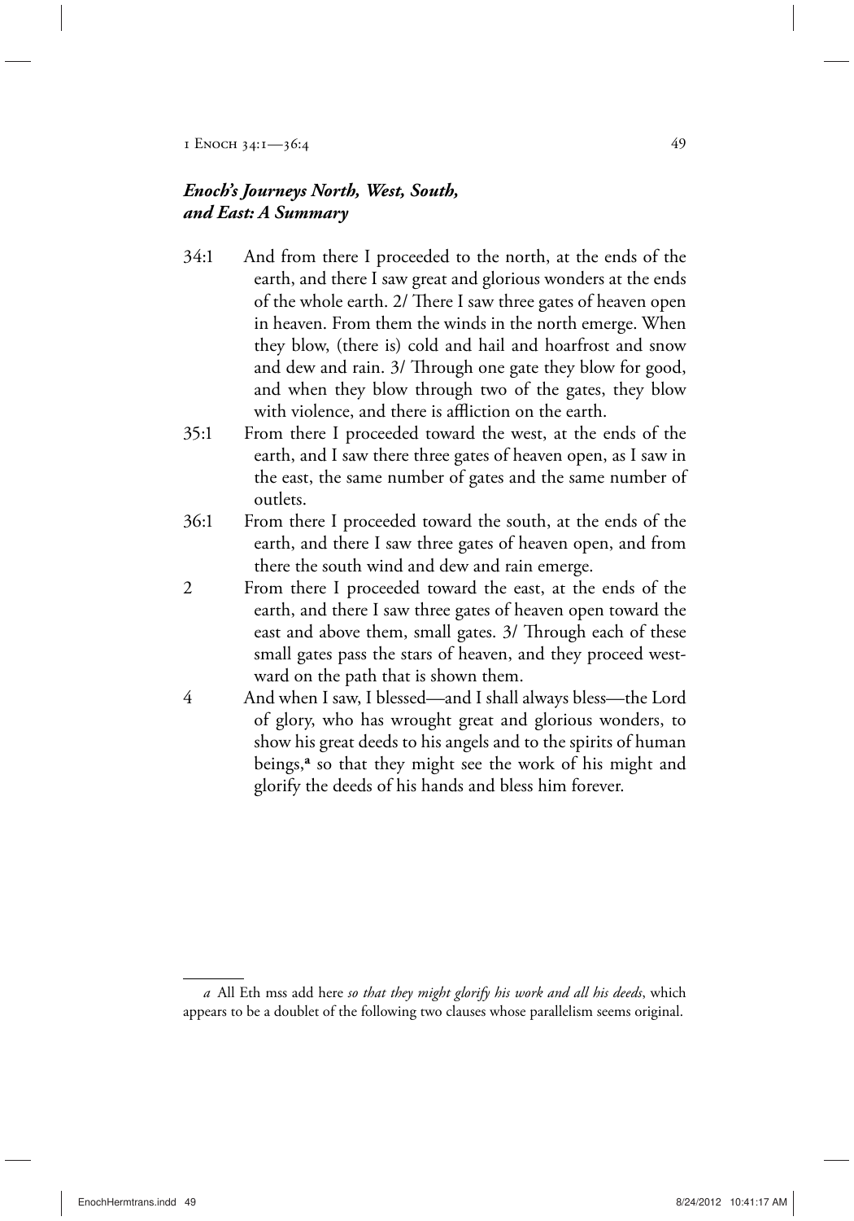### *Enoch's Journeys North, West, South, and East: A Summary*

34:1 And from there I proceeded to the north, at the ends of the earth, and there I saw great and glorious wonders at the ends of the whole earth. 2/ There I saw three gates of heaven open in heaven. From them the winds in the north emerge. When they blow, (there is) cold and hail and hoarfrost and snow and dew and rain. 3/ Through one gate they blow for good, and when they blow through two of the gates, they blow with violence, and there is affliction on the earth.

35:1 From there I proceeded toward the west, at the ends of the earth, and I saw there three gates of heaven open, as I saw in the east, the same number of gates and the same number of outlets.

36:1 From there I proceeded toward the south, at the ends of the earth, and there I saw three gates of heaven open, and from there the south wind and dew and rain emerge.

2 From there I proceeded toward the east, at the ends of the earth, and there I saw three gates of heaven open toward the east and above them, small gates. 3/ Through each of these small gates pass the stars of heaven, and they proceed westward on the path that is shown them.

4 And when I saw, I blessed—and I shall always bless—the Lord of glory, who has wrought great and glorious wonders, to show his great deeds to his angels and to the spirits of human beings,[a] so that they might see the work of his might and glorify the deeds of his hands and bless him forever.

---

*a* All Eth mss add here *so that they might glorify his work and all his deeds*, which appears to be a doublet of the following two clauses whose parallelism seems original.